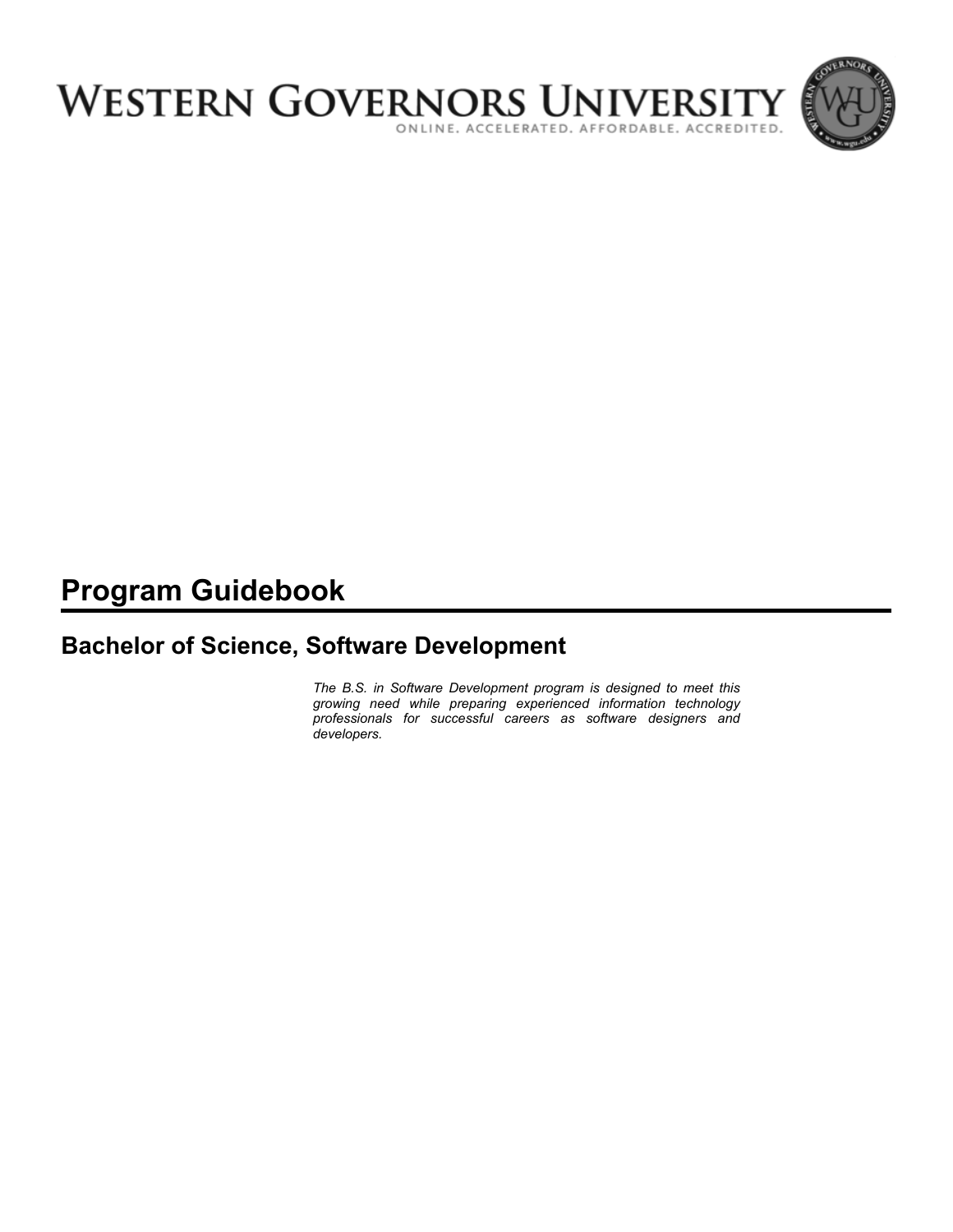# WESTERN GOVERNORS UNIVERSITY

ONLINE. ACCELERATED. AFFORDABLE. ACCREDITED.

# Program Guidebook

## Bachelor of Science, Software Development

*The B.S. in Software Development program is designed to meet this growing need while preparing experienced information technology professionals for successful careers as software designers and developers.*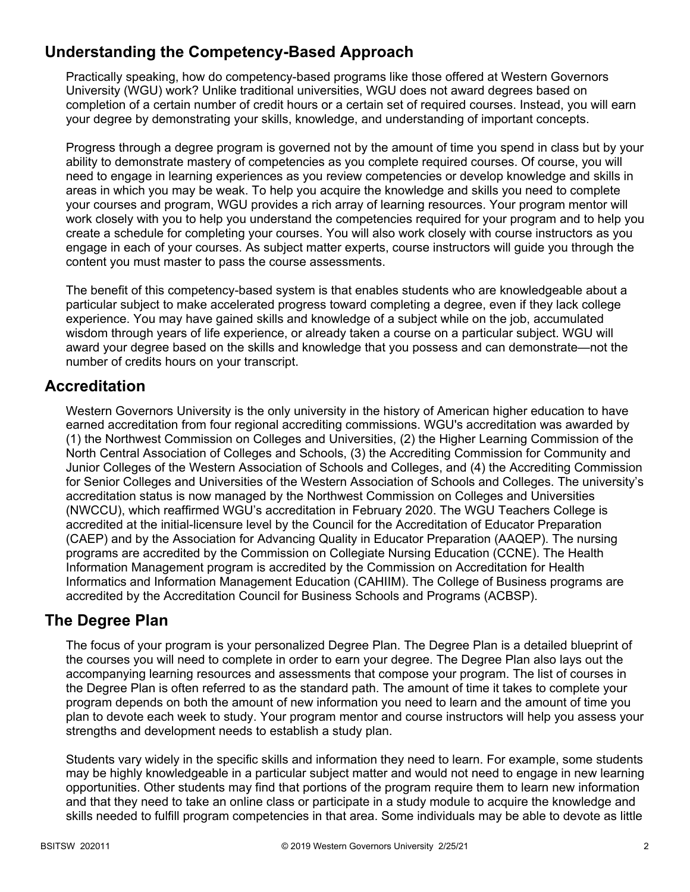## Understanding the Competency-Based Approach

Practically speaking, how do competency-based programs like those offered at Western Governors University (WGU) work? Unlike traditional universities, WGU does not award degrees based on completion of a certain number of credit hours or a certain set of required courses. Instead, you will earn your degree by demonstrating your skills, knowledge, and understanding of important concepts.

Progress through a degree program is governed not by the amount of time you spend in class but by your ability to demonstrate mastery of competencies as you complete required courses. Of course, you will need to engage in learning experiences as you review competencies or develop knowledge and skills in areas in which you may be weak. To help you acquire the knowledge and skills you need to complete your courses and program, WGU provides a rich array of learning resources. Your program mentor will work closely with you to help you understand the competencies required for your program and to help you create a schedule for completing your courses. You will also work closely with course instructors as you engage in each of your courses. As subject matter experts, course instructors will guide you through the content you must master to pass the course assessments.

The benefit of this competency-based system is that enables students who are knowledgeable about a particular subject to make accelerated progress toward completing a degree, even if they lack college experience. You may have gained skills and knowledge of a subject while on the job, accumulated wisdom through years of life experience, or already taken a course on a particular subject. WGU will award your degree based on the skills and knowledge that you possess and can demonstrate—not the number of credits hours on your transcript.

## Accreditation

Western Governors University is the only university in the history of American higher education to have earned accreditation from four regional accrediting commissions. WGU's accreditation was awarded by (1) the Northwest Commission on Colleges and Universities, (2) the Higher Learning Commission of the North Central Association of Colleges and Schools, (3) the Accrediting Commission for Community and Junior Colleges of the Western Association of Schools and Colleges, and (4) the Accrediting Commission for Senior Colleges and Universities of the Western Association of Schools and Colleges. The university's accreditation status is now managed by the Northwest Commission on Colleges and Universities (NWCCU), which reaffirmed WGU's accreditation in February 2020. The WGU Teachers College is accredited at the initial-licensure level by the Council for the Accreditation of Educator Preparation (CAEP) and by the Association for Advancing Quality in Educator Preparation (AAQEP). The nursing programs are accredited by the Commission on Collegiate Nursing Education (CCNE). The Health Information Management program is accredited by the Commission on Accreditation for Health Informatics and Information Management Education (CAHIIM). The College of Business programs are accredited by the Accreditation Council for Business Schools and Programs (ACBSP).

## The Degree Plan

The focus of your program is your personalized Degree Plan. The Degree Plan is a detailed blueprint of the courses you will need to complete in order to earn your degree. The Degree Plan also lays out the accompanying learning resources and assessments that compose your program. The list of courses in the Degree Plan is often referred to as the standard path. The amount of time it takes to complete your program depends on both the amount of new information you need to learn and the amount of time you plan to devote each week to study. Your program mentor and course instructors will help you assess your strengths and development needs to establish a study plan.

Students vary widely in the specific skills and information they need to learn. For example, some students may be highly knowledgeable in a particular subject matter and would not need to engage in new learning opportunities. Other students may find that portions of the program require them to learn new information and that they need to take an online class or participate in a study module to acquire the knowledge and skills needed to fulfill program competencies in that area. Some individuals may be able to devote as little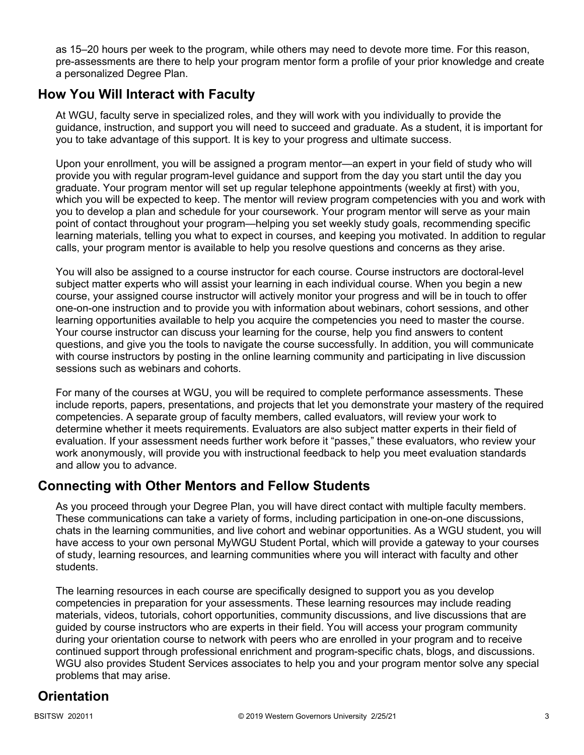as 15–20 hours per week to the program, while others may need to devote more time. For this reason, pre-assessments are there to help your program mentor form a profile of your prior knowledge and create a personalized Degree Plan.

## How You Will Interact with Faculty

At WGU, faculty serve in specialized roles, and they will work with you individually to provide the guidance, instruction, and support you will need to succeed and graduate. As a student, it is important for you to take advantage of this support. It is key to your progress and ultimate success.

Upon your enrollment, you will be assigned a program mentor—an expert in your field of study who will provide you with regular program-level guidance and support from the day you start until the day you graduate. Your program mentor will set up regular telephone appointments (weekly at first) with you, which you will be expected to keep. The mentor will review program competencies with you and work with you to develop a plan and schedule for your coursework. Your program mentor will serve as your main point of contact throughout your program—helping you set weekly study goals, recommending specific learning materials, telling you what to expect in courses, and keeping you motivated. In addition to regular calls, your program mentor is available to help you resolve questions and concerns as they arise.

You will also be assigned to a course instructor for each course. Course instructors are doctoral-level subject matter experts who will assist your learning in each individual course. When you begin a new course, your assigned course instructor will actively monitor your progress and will be in touch to offer one-on-one instruction and to provide you with information about webinars, cohort sessions, and other learning opportunities available to help you acquire the competencies you need to master the course. Your course instructor can discuss your learning for the course, help you find answers to content questions, and give you the tools to navigate the course successfully. In addition, you will communicate with course instructors by posting in the online learning community and participating in live discussion sessions such as webinars and cohorts.

For many of the courses at WGU, you will be required to complete performance assessments. These include reports, papers, presentations, and projects that let you demonstrate your mastery of the required competencies. A separate group of faculty members, called evaluators, will review your work to determine whether it meets requirements. Evaluators are also subject matter experts in their field of evaluation. If your assessment needs further work before it "passes," these evaluators, who review your work anonymously, will provide you with instructional feedback to help you meet evaluation standards and allow you to advance.

## Connecting with Other Mentors and Fellow Students

As you proceed through your Degree Plan, you will have direct contact with multiple faculty members. These communications can take a variety of forms, including participation in one-on-one discussions, chats in the learning communities, and live cohort and webinar opportunities. As a WGU student, you will have access to your own personal MyWGU Student Portal, which will provide a gateway to your courses of study, learning resources, and learning communities where you will interact with faculty and other students.

The learning resources in each course are specifically designed to support you as you develop competencies in preparation for your assessments. These learning resources may include reading materials, videos, tutorials, cohort opportunities, community discussions, and live discussions that are guided by course instructors who are experts in their field. You will access your program community during your orientation course to network with peers who are enrolled in your program and to receive continued support through professional enrichment and program-specific chats, blogs, and discussions. WGU also provides Student Services associates to help you and your program mentor solve any special problems that may arise.

## Orientation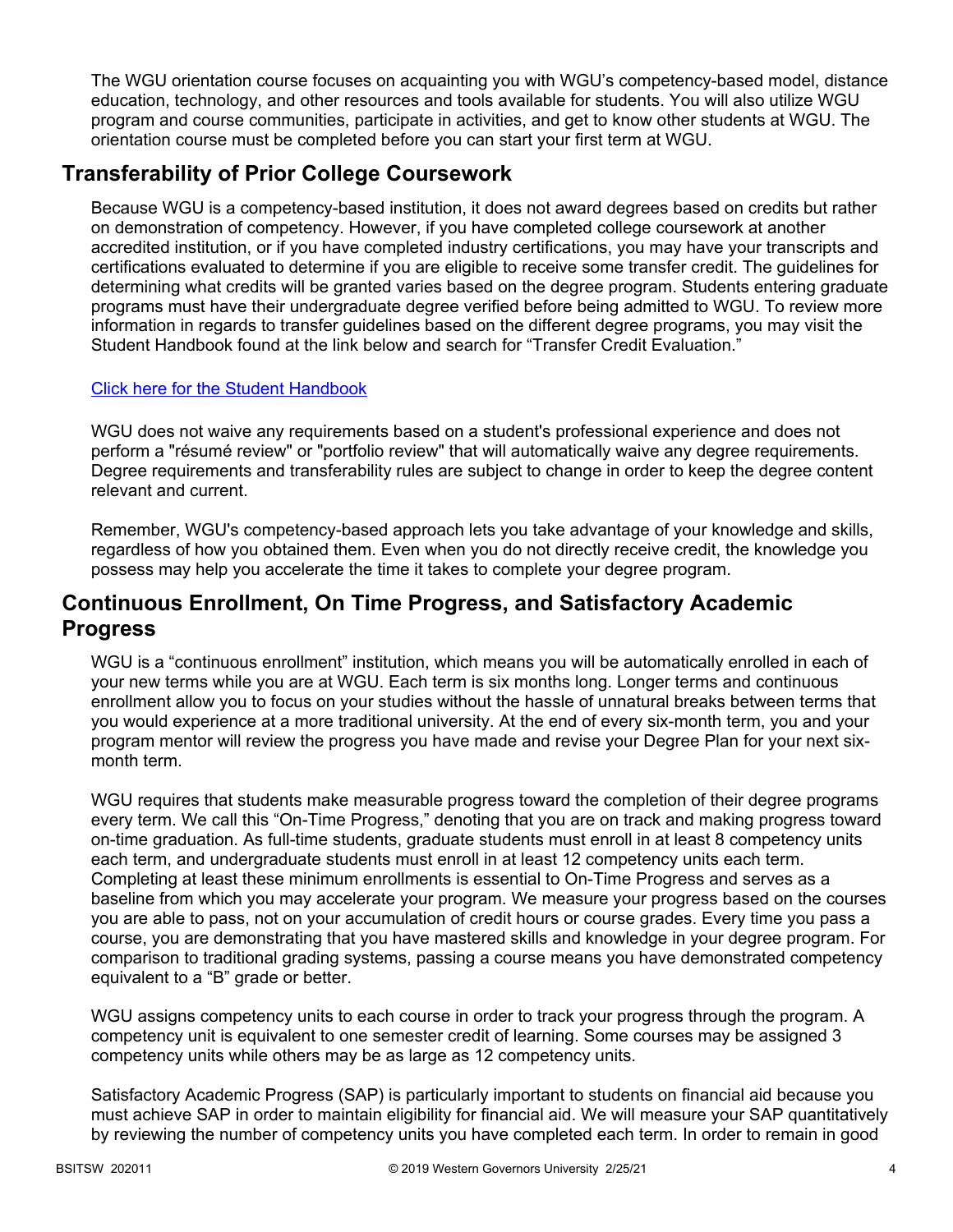The WGU orientation course focuses on acquainting you with WGU's competency-based model, distance education, technology, and other resources and tools available for students. You will also utilize WGU program and course communities, participate in activities, and get to know other students at WGU. The orientation course must be completed before you can start your first term at WGU.

## Transferability of Prior College Coursework

Because WGU is a competency-based institution, it does not award degrees based on credits but rather on demonstration of competency. However, if you have completed college coursework at another accredited institution, or if you have completed industry certifications, you may have your transcripts and certifications evaluated to determine if you are eligible to receive some transfer credit. The guidelines for determining what credits will be granted varies based on the degree program. Students entering graduate programs must have their undergraduate degree verified before being admitted to WGU. To review more information in regards to transfer guidelines based on the different degree programs, you may visit the Student Handbook found at the link below and search for "Transfer Credit Evaluation."

[Click here for the Student Handbook]

WGU does not waive any requirements based on a student's professional experience and does not perform a "résumé review" or "portfolio review" that will automatically waive any degree requirements. Degree requirements and transferability rules are subject to change in order to keep the degree content relevant and current.

Remember, WGU's competency-based approach lets you take advantage of your knowledge and skills, regardless of how you obtained them. Even when you do not directly receive credit, the knowledge you possess may help you accelerate the time it takes to complete your degree program.

## Continuous Enrollment, On Time Progress, and Satisfactory Academic Progress

WGU is a "continuous enrollment" institution, which means you will be automatically enrolled in each of your new terms while you are at WGU. Each term is six months long. Longer terms and continuous enrollment allow you to focus on your studies without the hassle of unnatural breaks between terms that you would experience at a more traditional university. At the end of every six-month term, you and your program mentor will review the progress you have made and revise your Degree Plan for your next six-month term.

WGU requires that students make measurable progress toward the completion of their degree programs every term. We call this "On-Time Progress," denoting that you are on track and making progress toward on-time graduation. As full-time students, graduate students must enroll in at least 8 competency units each term, and undergraduate students must enroll in at least 12 competency units each term. Completing at least these minimum enrollments is essential to On-Time Progress and serves as a baseline from which you may accelerate your program. We measure your progress based on the courses you are able to pass, not on your accumulation of credit hours or course grades. Every time you pass a course, you are demonstrating that you have mastered skills and knowledge in your degree program. For comparison to traditional grading systems, passing a course means you have demonstrated competency equivalent to a "B" grade or better.

WGU assigns competency units to each course in order to track your progress through the program. A competency unit is equivalent to one semester credit of learning. Some courses may be assigned 3 competency units while others may be as large as 12 competency units.

Satisfactory Academic Progress (SAP) is particularly important to students on financial aid because you must achieve SAP in order to maintain eligibility for financial aid. We will measure your SAP quantitatively by reviewing the number of competency units you have completed each term. In order to remain in good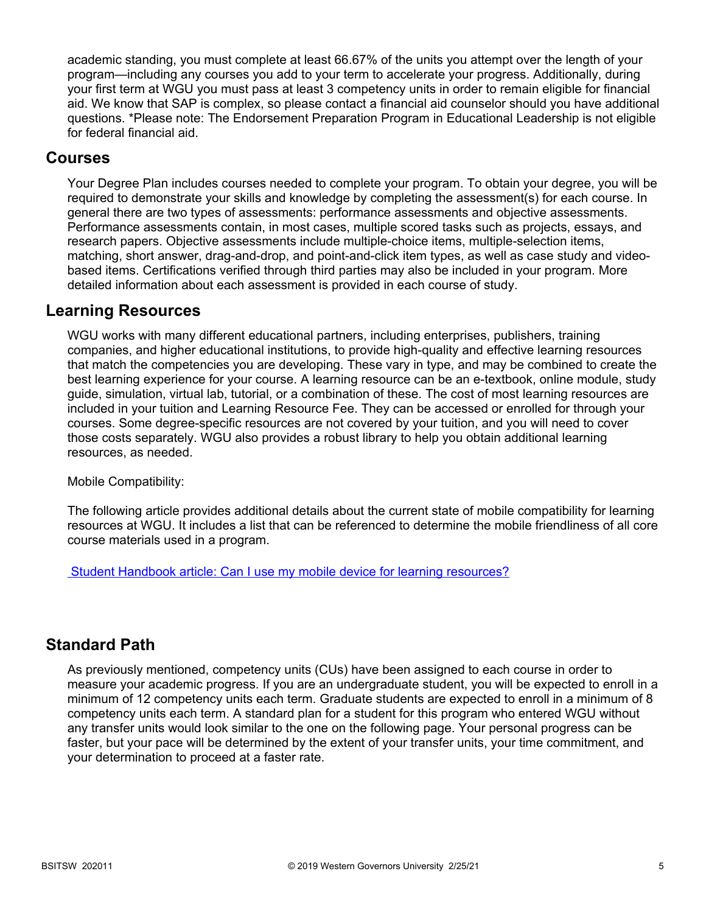academic standing, you must complete at least 66.67% of the units you attempt over the length of your program—including any courses you add to your term to accelerate your progress. Additionally, during your first term at WGU you must pass at least 3 competency units in order to remain eligible for financial aid. We know that SAP is complex, so please contact a financial aid counselor should you have additional questions. *Please note: The Endorsement Preparation Program in Educational Leadership is not eligible for federal financial aid.

## Courses

Your Degree Plan includes courses needed to complete your program. To obtain your degree, you will be required to demonstrate your skills and knowledge by completing the assessment(s) for each course. In general there are two types of assessments: performance assessments and objective assessments. Performance assessments contain, in most cases, multiple scored tasks such as projects, essays, and research papers. Objective assessments include multiple-choice items, multiple-selection items, matching, short answer, drag-and-drop, and point-and-click item types, as well as case study and video-based items. Certifications verified through third parties may also be included in your program. More detailed information about each assessment is provided in each course of study.

## Learning Resources

WGU works with many different educational partners, including enterprises, publishers, training companies, and higher educational institutions, to provide high-quality and effective learning resources that match the competencies you are developing. These vary in type, and may be combined to create the best learning experience for your course. A learning resource can be an e-textbook, online module, study guide, simulation, virtual lab, tutorial, or a combination of these. The cost of most learning resources are included in your tuition and Learning Resource Fee. They can be accessed or enrolled for through your courses. Some degree-specific resources are not covered by your tuition, and you will need to cover those costs separately. WGU also provides a robust library to help you obtain additional learning resources, as needed.

Mobile Compatibility:

The following article provides additional details about the current state of mobile compatibility for learning resources at WGU. It includes a list that can be referenced to determine the mobile friendliness of all core course materials used in a program.

Student Handbook article: Can I use my mobile device for learning resources?

## Standard Path

As previously mentioned, competency units (CUs) have been assigned to each course in order to measure your academic progress. If you are an undergraduate student, you will be expected to enroll in a minimum of 12 competency units each term. Graduate students are expected to enroll in a minimum of 8 competency units each term. A standard plan for a student for this program who entered WGU without any transfer units would look similar to the one on the following page. Your personal progress can be faster, but your pace will be determined by the extent of your transfer units, your time commitment, and your determination to proceed at a faster rate.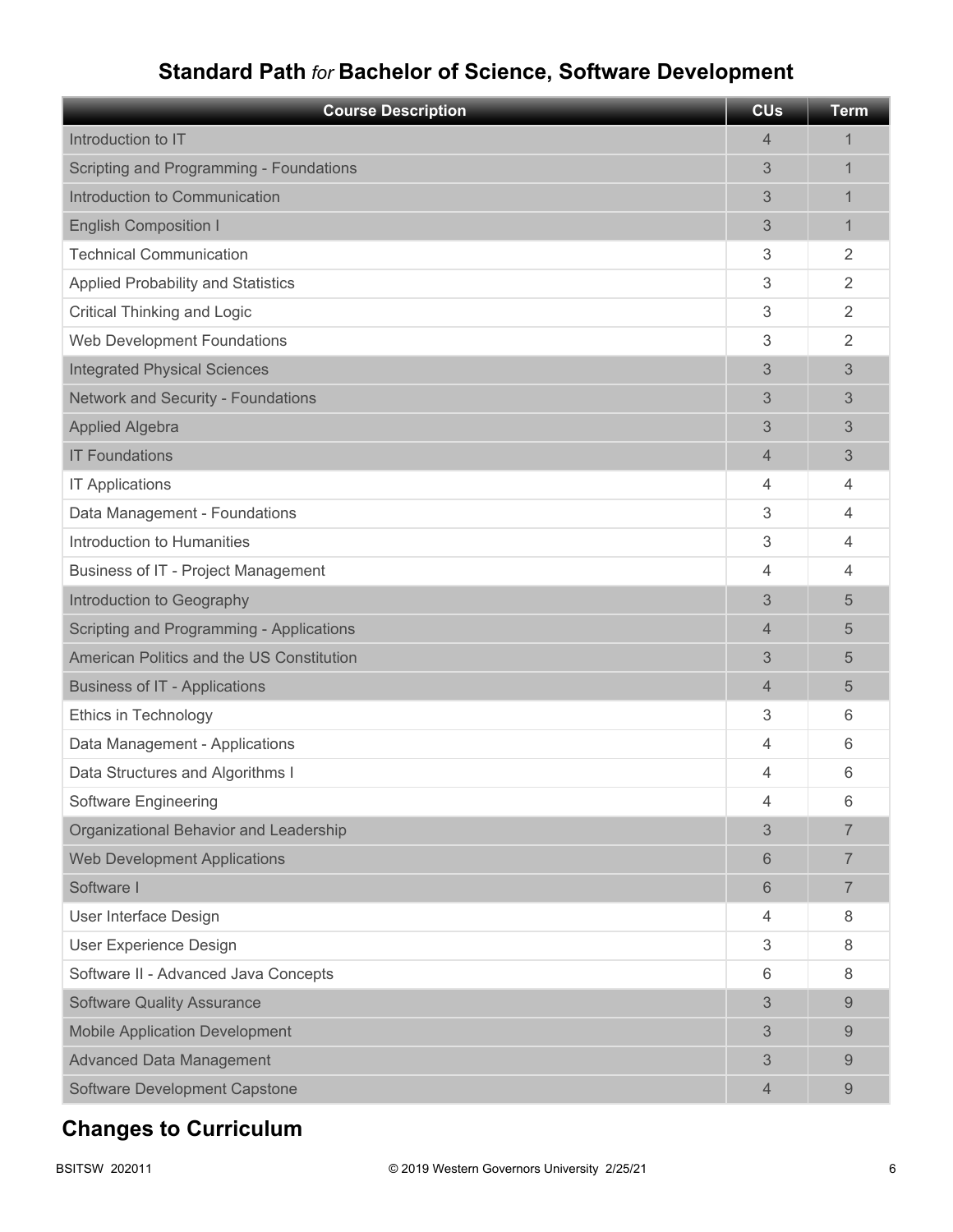## Standard Path *for* Bachelor of Science, Software Development

| Course Description | CUs | Term |
|---|---|---|
| Introduction to IT | 4 | 1 |
| Scripting and Programming - Foundations | 3 | 1 |
| Introduction to Communication | 3 | 1 |
| English Composition I | 3 | 1 |
| Technical Communication | 3 | 2 |
| Applied Probability and Statistics | 3 | 2 |
| Critical Thinking and Logic | 3 | 2 |
| Web Development Foundations | 3 | 2 |
| Integrated Physical Sciences | 3 | 3 |
| Network and Security - Foundations | 3 | 3 |
| Applied Algebra | 3 | 3 |
| IT Foundations | 4 | 3 |
| IT Applications | 4 | 4 |
| Data Management - Foundations | 3 | 4 |
| Introduction to Humanities | 3 | 4 |
| Business of IT - Project Management | 4 | 4 |
| Introduction to Geography | 3 | 5 |
| Scripting and Programming - Applications | 4 | 5 |
| American Politics and the US Constitution | 3 | 5 |
| Business of IT - Applications | 4 | 5 |
| Ethics in Technology | 3 | 6 |
| Data Management - Applications | 4 | 6 |
| Data Structures and Algorithms I | 4 | 6 |
| Software Engineering | 4 | 6 |
| Organizational Behavior and Leadership | 3 | 7 |
| Web Development Applications | 6 | 7 |
| Software I | 6 | 7 |
| User Interface Design | 4 | 8 |
| User Experience Design | 3 | 8 |
| Software II - Advanced Java Concepts | 6 | 8 |
| Software Quality Assurance | 3 | 9 |
| Mobile Application Development | 3 | 9 |
| Advanced Data Management | 3 | 9 |
| Software Development Capstone | 4 | 9 |

## Changes to Curriculum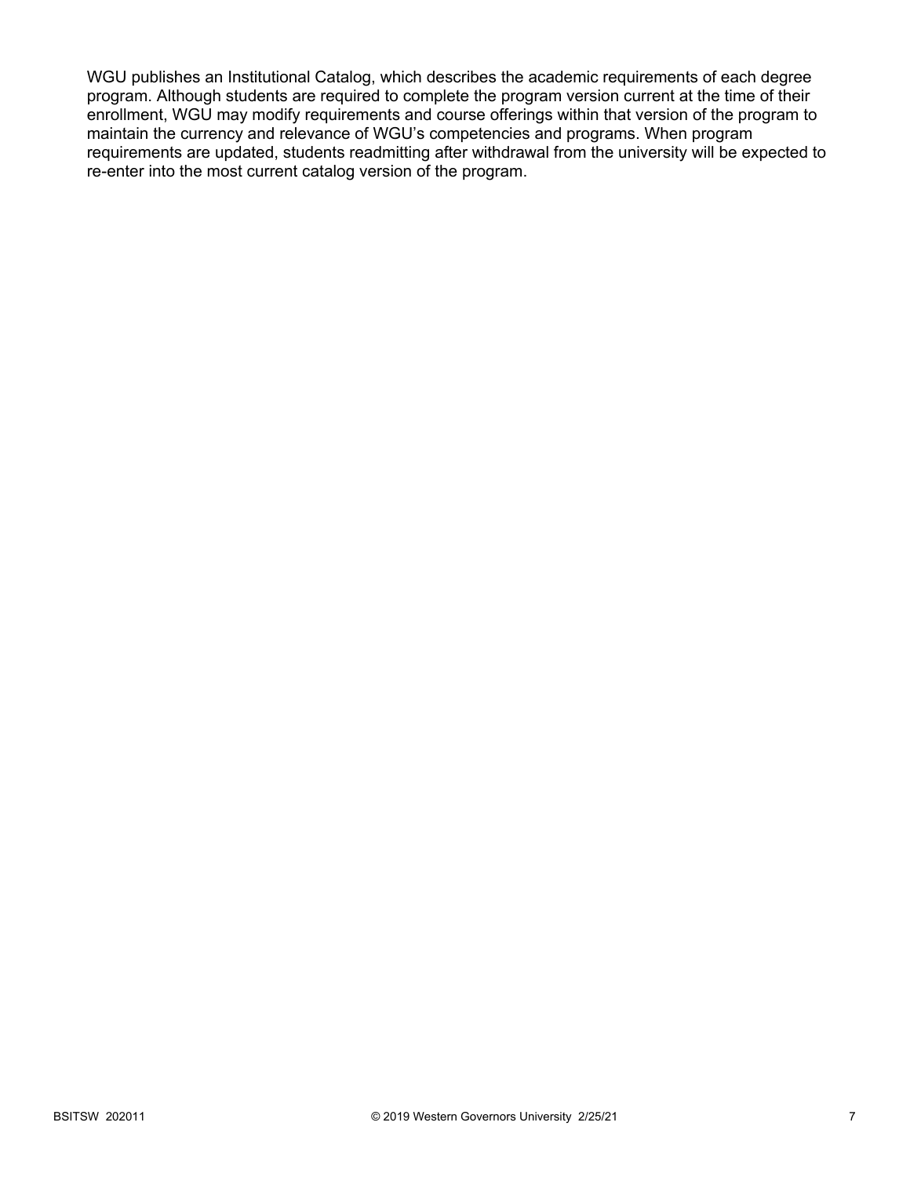WGU publishes an Institutional Catalog, which describes the academic requirements of each degree program. Although students are required to complete the program version current at the time of their enrollment, WGU may modify requirements and course offerings within that version of the program to maintain the currency and relevance of WGU's competencies and programs. When program requirements are updated, students readmitting after withdrawal from the university will be expected to re-enter into the most current catalog version of the program.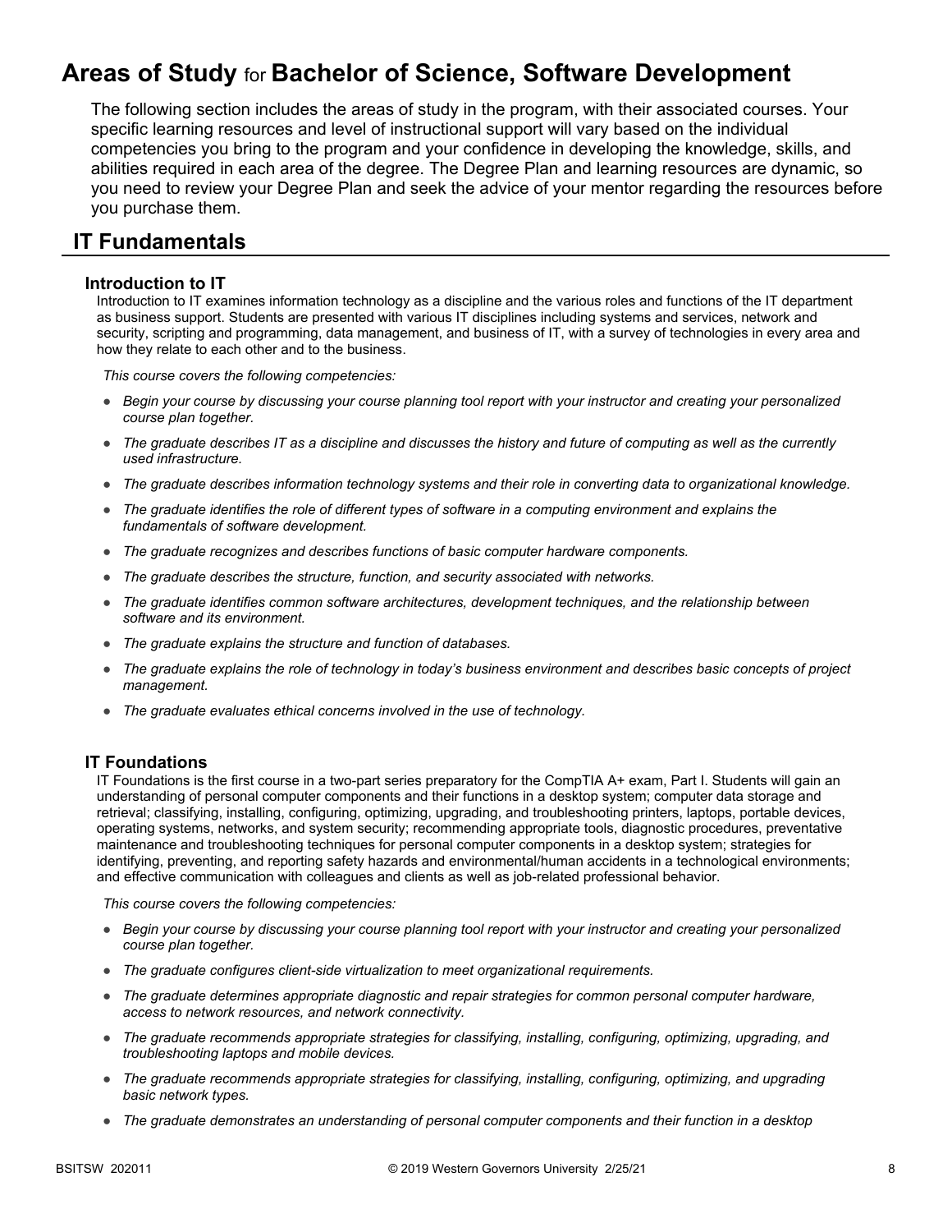# Areas of Study for Bachelor of Science, Software Development

The following section includes the areas of study in the program, with their associated courses. Your specific learning resources and level of instructional support will vary based on the individual competencies you bring to the program and your confidence in developing the knowledge, skills, and abilities required in each area of the degree. The Degree Plan and learning resources are dynamic, so you need to review your Degree Plan and seek the advice of your mentor regarding the resources before you purchase them.

## IT Fundamentals

### Introduction to IT

Introduction to IT examines information technology as a discipline and the various roles and functions of the IT department as business support. Students are presented with various IT disciplines including systems and services, network and security, scripting and programming, data management, and business of IT, with a survey of technologies in every area and how they relate to each other and to the business.

*This course covers the following competencies:*

- *Begin your course by discussing your course planning tool report with your instructor and creating your personalized course plan together.*
- *The graduate describes IT as a discipline and discusses the history and future of computing as well as the currently used infrastructure.*
- *The graduate describes information technology systems and their role in converting data to organizational knowledge.*
- *The graduate identifies the role of different types of software in a computing environment and explains the fundamentals of software development.*
- *The graduate recognizes and describes functions of basic computer hardware components.*
- *The graduate describes the structure, function, and security associated with networks.*
- *The graduate identifies common software architectures, development techniques, and the relationship between software and its environment.*
- *The graduate explains the structure and function of databases.*
- *The graduate explains the role of technology in today's business environment and describes basic concepts of project management.*
- *The graduate evaluates ethical concerns involved in the use of technology.*

### IT Foundations

IT Foundations is the first course in a two-part series preparatory for the CompTIA A+ exam, Part I. Students will gain an understanding of personal computer components and their functions in a desktop system; computer data storage and retrieval; classifying, installing, configuring, optimizing, upgrading, and troubleshooting printers, laptops, portable devices, operating systems, networks, and system security; recommending appropriate tools, diagnostic procedures, preventative maintenance and troubleshooting techniques for personal computer components in a desktop system; strategies for identifying, preventing, and reporting safety hazards and environmental/human accidents in a technological environments; and effective communication with colleagues and clients as well as job-related professional behavior.

*This course covers the following competencies:*

- *Begin your course by discussing your course planning tool report with your instructor and creating your personalized course plan together.*
- *The graduate configures client-side virtualization to meet organizational requirements.*
- *The graduate determines appropriate diagnostic and repair strategies for common personal computer hardware, access to network resources, and network connectivity.*
- *The graduate recommends appropriate strategies for classifying, installing, configuring, optimizing, upgrading, and troubleshooting laptops and mobile devices.*
- *The graduate recommends appropriate strategies for classifying, installing, configuring, optimizing, and upgrading basic network types.*
- *The graduate demonstrates an understanding of personal computer components and their function in a desktop*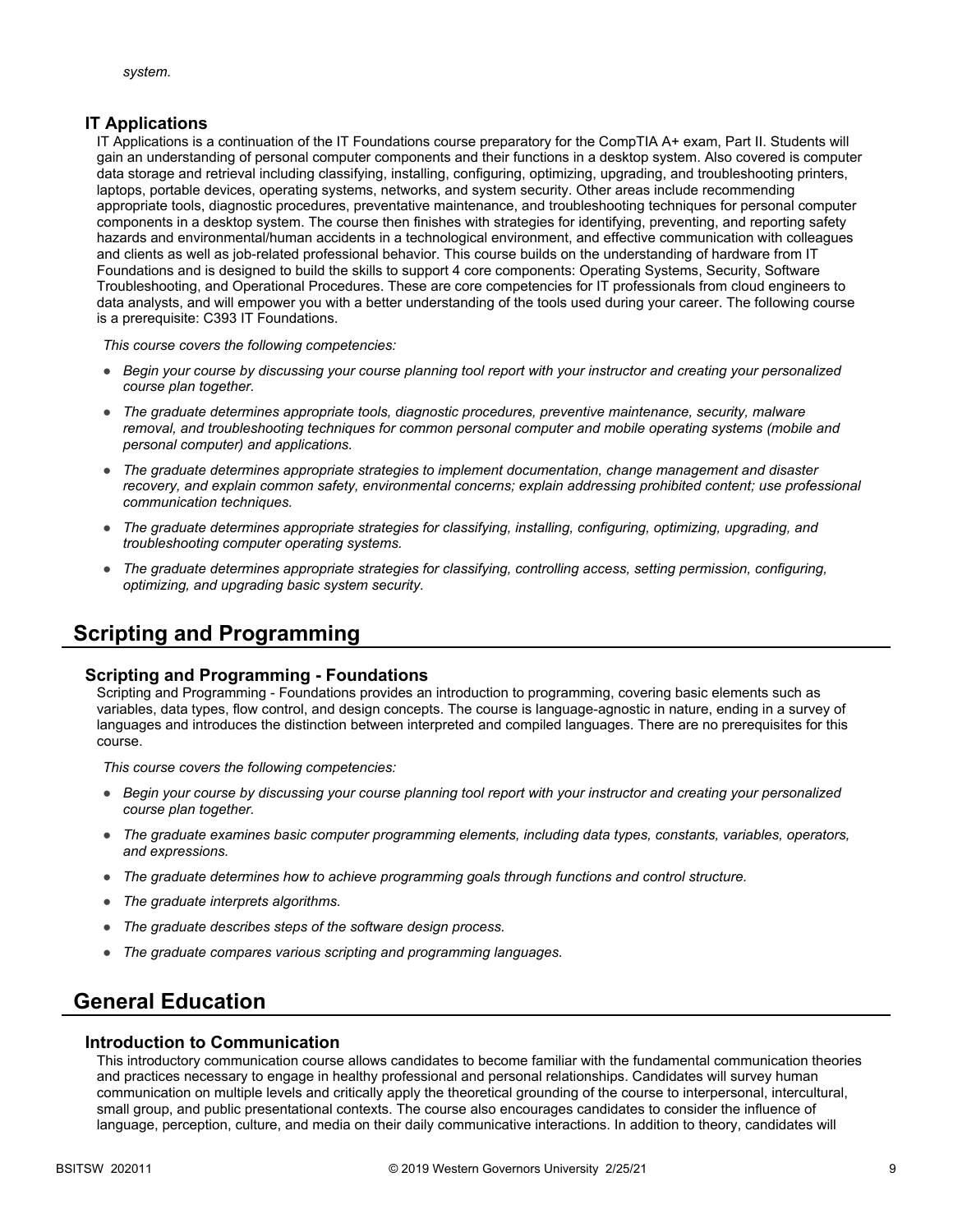*system.*

### IT Applications

IT Applications is a continuation of the IT Foundations course preparatory for the CompTIA A+ exam, Part II. Students will gain an understanding of personal computer components and their functions in a desktop system. Also covered is computer data storage and retrieval including classifying, installing, configuring, optimizing, upgrading, and troubleshooting printers, laptops, portable devices, operating systems, networks, and system security. Other areas include recommending appropriate tools, diagnostic procedures, preventative maintenance, and troubleshooting techniques for personal computer components in a desktop system. The course then finishes with strategies for identifying, preventing, and reporting safety hazards and environmental/human accidents in a technological environment, and effective communication with colleagues and clients as well as job-related professional behavior. This course builds on the understanding of hardware from IT Foundations and is designed to build the skills to support 4 core components: Operating Systems, Security, Software Troubleshooting, and Operational Procedures. These are core competencies for IT professionals from cloud engineers to data analysts, and will empower you with a better understanding of the tools used during your career. The following course is a prerequisite: C393 IT Foundations.

*This course covers the following competencies:*

- *Begin your course by discussing your course planning tool report with your instructor and creating your personalized course plan together.*
- *The graduate determines appropriate tools, diagnostic procedures, preventive maintenance, security, malware removal, and troubleshooting techniques for common personal computer and mobile operating systems (mobile and personal computer) and applications.*
- *The graduate determines appropriate strategies to implement documentation, change management and disaster recovery, and explain common safety, environmental concerns; explain addressing prohibited content; use professional communication techniques.*
- *The graduate determines appropriate strategies for classifying, installing, configuring, optimizing, upgrading, and troubleshooting computer operating systems.*
- *The graduate determines appropriate strategies for classifying, controlling access, setting permission, configuring, optimizing, and upgrading basic system security.*

## Scripting and Programming

### Scripting and Programming - Foundations

Scripting and Programming - Foundations provides an introduction to programming, covering basic elements such as variables, data types, flow control, and design concepts. The course is language-agnostic in nature, ending in a survey of languages and introduces the distinction between interpreted and compiled languages. There are no prerequisites for this course.

*This course covers the following competencies:*

- *Begin your course by discussing your course planning tool report with your instructor and creating your personalized course plan together.*
- *The graduate examines basic computer programming elements, including data types, constants, variables, operators, and expressions.*
- *The graduate determines how to achieve programming goals through functions and control structure.*
- *The graduate interprets algorithms.*
- *The graduate describes steps of the software design process.*
- *The graduate compares various scripting and programming languages.*

## General Education

### Introduction to Communication

This introductory communication course allows candidates to become familiar with the fundamental communication theories and practices necessary to engage in healthy professional and personal relationships. Candidates will survey human communication on multiple levels and critically apply the theoretical grounding of the course to interpersonal, intercultural, small group, and public presentational contexts. The course also encourages candidates to consider the influence of language, perception, culture, and media on their daily communicative interactions. In addition to theory, candidates will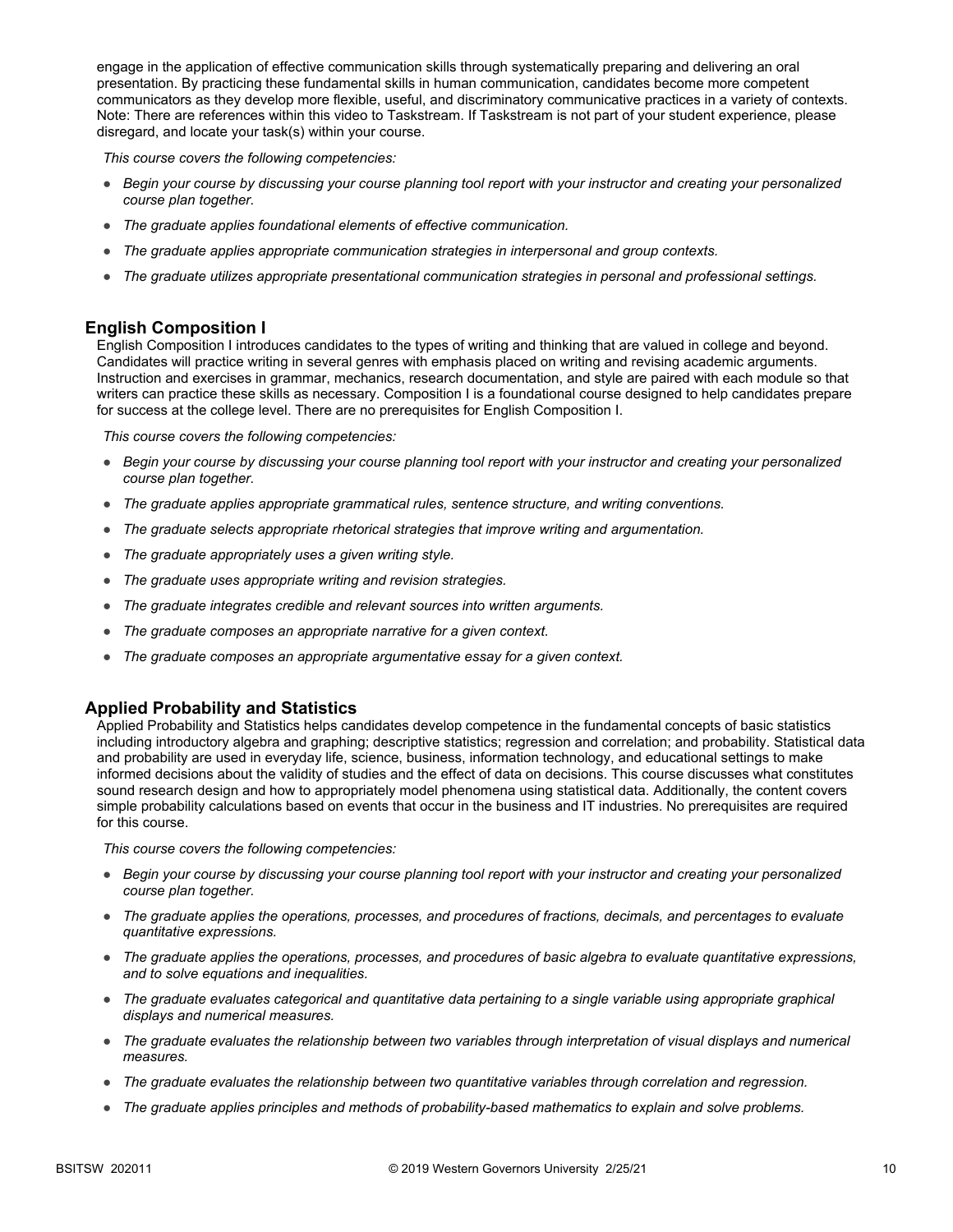engage in the application of effective communication skills through systematically preparing and delivering an oral presentation. By practicing these fundamental skills in human communication, candidates become more competent communicators as they develop more flexible, useful, and discriminatory communicative practices in a variety of contexts. Note: There are references within this video to Taskstream. If Taskstream is not part of your student experience, please disregard, and locate your task(s) within your course.

*This course covers the following competencies:*

- *Begin your course by discussing your course planning tool report with your instructor and creating your personalized course plan together.*
- *The graduate applies foundational elements of effective communication.*
- *The graduate applies appropriate communication strategies in interpersonal and group contexts.*
- *The graduate utilizes appropriate presentational communication strategies in personal and professional settings.*

### English Composition I

English Composition I introduces candidates to the types of writing and thinking that are valued in college and beyond. Candidates will practice writing in several genres with emphasis placed on writing and revising academic arguments. Instruction and exercises in grammar, mechanics, research documentation, and style are paired with each module so that writers can practice these skills as necessary. Composition I is a foundational course designed to help candidates prepare for success at the college level. There are no prerequisites for English Composition I.

*This course covers the following competencies:*

- *Begin your course by discussing your course planning tool report with your instructor and creating your personalized course plan together.*
- *The graduate applies appropriate grammatical rules, sentence structure, and writing conventions.*
- *The graduate selects appropriate rhetorical strategies that improve writing and argumentation.*
- *The graduate appropriately uses a given writing style.*
- *The graduate uses appropriate writing and revision strategies.*
- *The graduate integrates credible and relevant sources into written arguments.*
- *The graduate composes an appropriate narrative for a given context.*
- *The graduate composes an appropriate argumentative essay for a given context.*

### Applied Probability and Statistics

Applied Probability and Statistics helps candidates develop competence in the fundamental concepts of basic statistics including introductory algebra and graphing; descriptive statistics; regression and correlation; and probability. Statistical data and probability are used in everyday life, science, business, information technology, and educational settings to make informed decisions about the validity of studies and the effect of data on decisions. This course discusses what constitutes sound research design and how to appropriately model phenomena using statistical data. Additionally, the content covers simple probability calculations based on events that occur in the business and IT industries. No prerequisites are required for this course.

*This course covers the following competencies:*

- *Begin your course by discussing your course planning tool report with your instructor and creating your personalized course plan together.*
- *The graduate applies the operations, processes, and procedures of fractions, decimals, and percentages to evaluate quantitative expressions.*
- *The graduate applies the operations, processes, and procedures of basic algebra to evaluate quantitative expressions, and to solve equations and inequalities.*
- *The graduate evaluates categorical and quantitative data pertaining to a single variable using appropriate graphical displays and numerical measures.*
- *The graduate evaluates the relationship between two variables through interpretation of visual displays and numerical measures.*
- *The graduate evaluates the relationship between two quantitative variables through correlation and regression.*
- *The graduate applies principles and methods of probability-based mathematics to explain and solve problems.*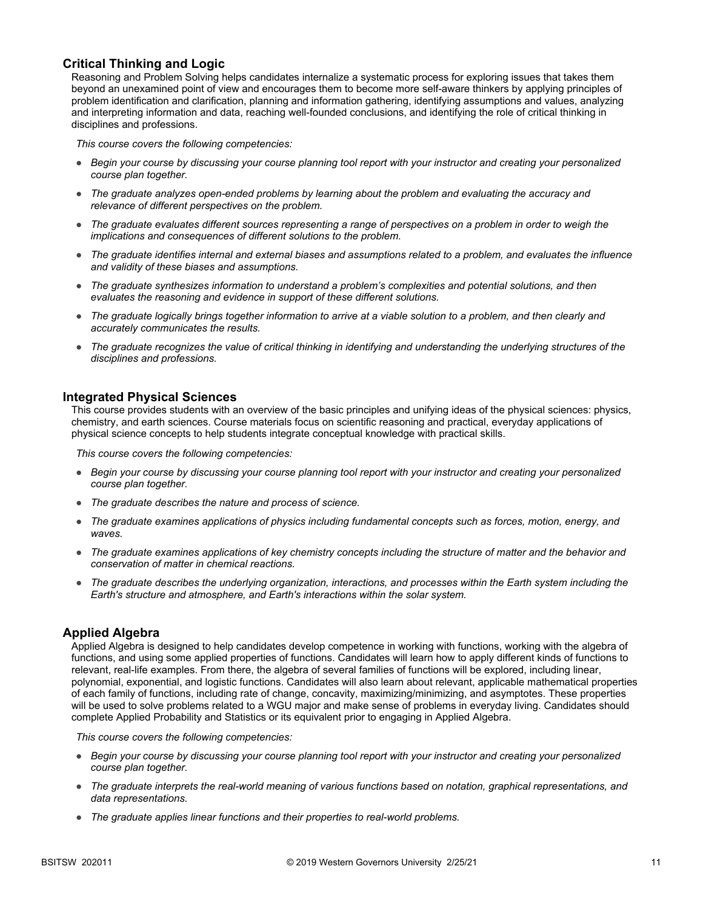## Critical Thinking and Logic

Reasoning and Problem Solving helps candidates internalize a systematic process for exploring issues that takes them beyond an unexamined point of view and encourages them to become more self-aware thinkers by applying principles of problem identification and clarification, planning and information gathering, identifying assumptions and values, analyzing and interpreting information and data, reaching well-founded conclusions, and identifying the role of critical thinking in disciplines and professions.

*This course covers the following competencies:*

- *Begin your course by discussing your course planning tool report with your instructor and creating your personalized course plan together.*
- *The graduate analyzes open-ended problems by learning about the problem and evaluating the accuracy and relevance of different perspectives on the problem.*
- *The graduate evaluates different sources representing a range of perspectives on a problem in order to weigh the implications and consequences of different solutions to the problem.*
- *The graduate identifies internal and external biases and assumptions related to a problem, and evaluates the influence and validity of these biases and assumptions.*
- *The graduate synthesizes information to understand a problem's complexities and potential solutions, and then evaluates the reasoning and evidence in support of these different solutions.*
- *The graduate logically brings together information to arrive at a viable solution to a problem, and then clearly and accurately communicates the results.*
- *The graduate recognizes the value of critical thinking in identifying and understanding the underlying structures of the disciplines and professions.*

## Integrated Physical Sciences

This course provides students with an overview of the basic principles and unifying ideas of the physical sciences: physics, chemistry, and earth sciences. Course materials focus on scientific reasoning and practical, everyday applications of physical science concepts to help students integrate conceptual knowledge with practical skills.

*This course covers the following competencies:*

- *Begin your course by discussing your course planning tool report with your instructor and creating your personalized course plan together.*
- *The graduate describes the nature and process of science.*
- *The graduate examines applications of physics including fundamental concepts such as forces, motion, energy, and waves.*
- *The graduate examines applications of key chemistry concepts including the structure of matter and the behavior and conservation of matter in chemical reactions.*
- *The graduate describes the underlying organization, interactions, and processes within the Earth system including the Earth's structure and atmosphere, and Earth's interactions within the solar system.*

## Applied Algebra

Applied Algebra is designed to help candidates develop competence in working with functions, working with the algebra of functions, and using some applied properties of functions. Candidates will learn how to apply different kinds of functions to relevant, real-life examples. From there, the algebra of several families of functions will be explored, including linear, polynomial, exponential, and logistic functions. Candidates will also learn about relevant, applicable mathematical properties of each family of functions, including rate of change, concavity, maximizing/minimizing, and asymptotes. These properties will be used to solve problems related to a WGU major and make sense of problems in everyday living. Candidates should complete Applied Probability and Statistics or its equivalent prior to engaging in Applied Algebra.

*This course covers the following competencies:*

- *Begin your course by discussing your course planning tool report with your instructor and creating your personalized course plan together.*
- *The graduate interprets the real-world meaning of various functions based on notation, graphical representations, and data representations.*
- *The graduate applies linear functions and their properties to real-world problems.*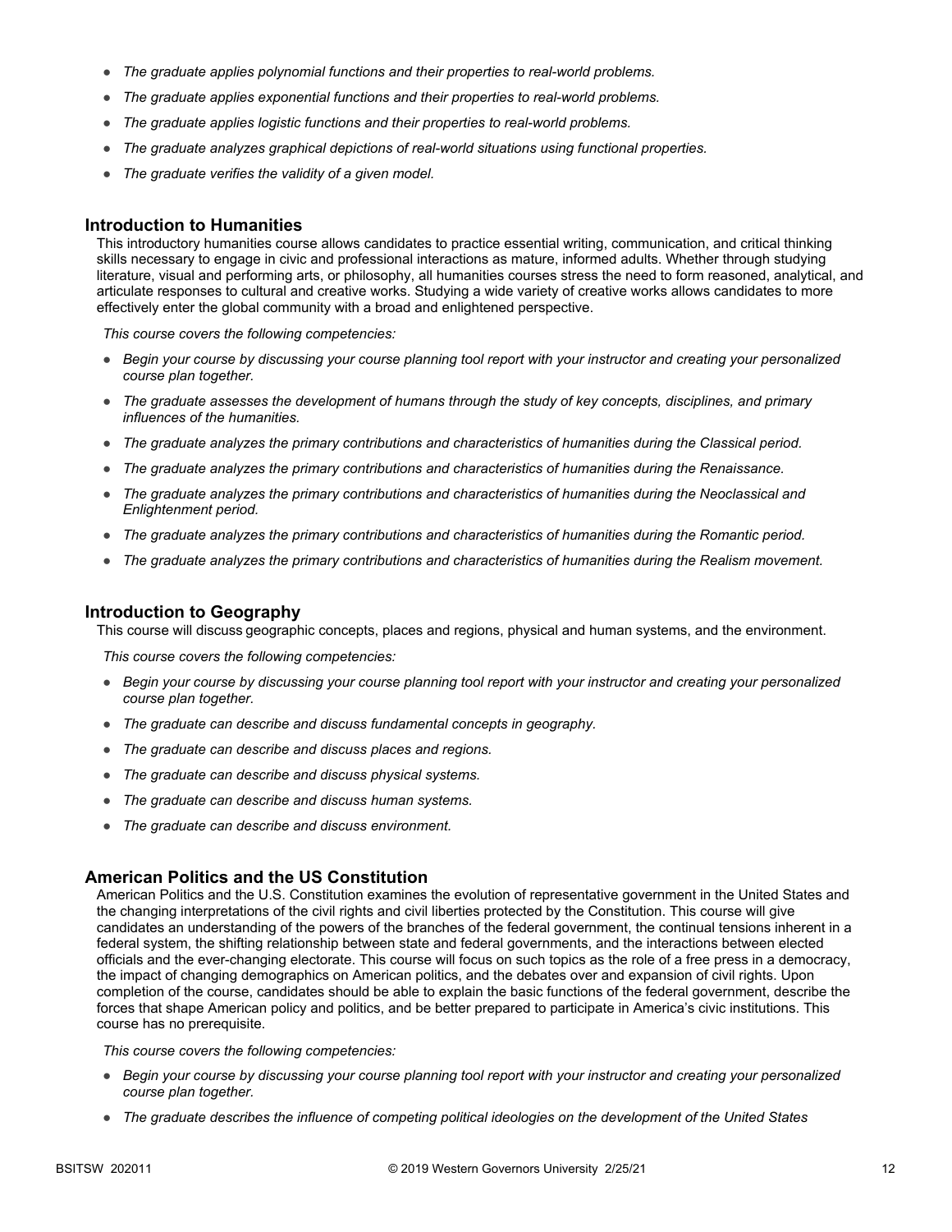- *The graduate applies polynomial functions and their properties to real-world problems.*
- *The graduate applies exponential functions and their properties to real-world problems.*
- *The graduate applies logistic functions and their properties to real-world problems.*
- *The graduate analyzes graphical depictions of real-world situations using functional properties.*
- *The graduate verifies the validity of a given model.*

### Introduction to Humanities

This introductory humanities course allows candidates to practice essential writing, communication, and critical thinking skills necessary to engage in civic and professional interactions as mature, informed adults. Whether through studying literature, visual and performing arts, or philosophy, all humanities courses stress the need to form reasoned, analytical, and articulate responses to cultural and creative works. Studying a wide variety of creative works allows candidates to more effectively enter the global community with a broad and enlightened perspective.

*This course covers the following competencies:*

- *Begin your course by discussing your course planning tool report with your instructor and creating your personalized course plan together.*
- *The graduate assesses the development of humans through the study of key concepts, disciplines, and primary influences of the humanities.*
- *The graduate analyzes the primary contributions and characteristics of humanities during the Classical period.*
- *The graduate analyzes the primary contributions and characteristics of humanities during the Renaissance.*
- *The graduate analyzes the primary contributions and characteristics of humanities during the Neoclassical and Enlightenment period.*
- *The graduate analyzes the primary contributions and characteristics of humanities during the Romantic period.*
- *The graduate analyzes the primary contributions and characteristics of humanities during the Realism movement.*

### Introduction to Geography

This course will discuss geographic concepts, places and regions, physical and human systems, and the environment.

*This course covers the following competencies:*

- *Begin your course by discussing your course planning tool report with your instructor and creating your personalized course plan together.*
- *The graduate can describe and discuss fundamental concepts in geography.*
- *The graduate can describe and discuss places and regions.*
- *The graduate can describe and discuss physical systems.*
- *The graduate can describe and discuss human systems.*
- *The graduate can describe and discuss environment.*

### American Politics and the US Constitution

American Politics and the U.S. Constitution examines the evolution of representative government in the United States and the changing interpretations of the civil rights and civil liberties protected by the Constitution. This course will give candidates an understanding of the powers of the branches of the federal government, the continual tensions inherent in a federal system, the shifting relationship between state and federal governments, and the interactions between elected officials and the ever-changing electorate. This course will focus on such topics as the role of a free press in a democracy, the impact of changing demographics on American politics, and the debates over and expansion of civil rights. Upon completion of the course, candidates should be able to explain the basic functions of the federal government, describe the forces that shape American policy and politics, and be better prepared to participate in America's civic institutions. This course has no prerequisite.

*This course covers the following competencies:*

- *Begin your course by discussing your course planning tool report with your instructor and creating your personalized course plan together.*
- *The graduate describes the influence of competing political ideologies on the development of the United States*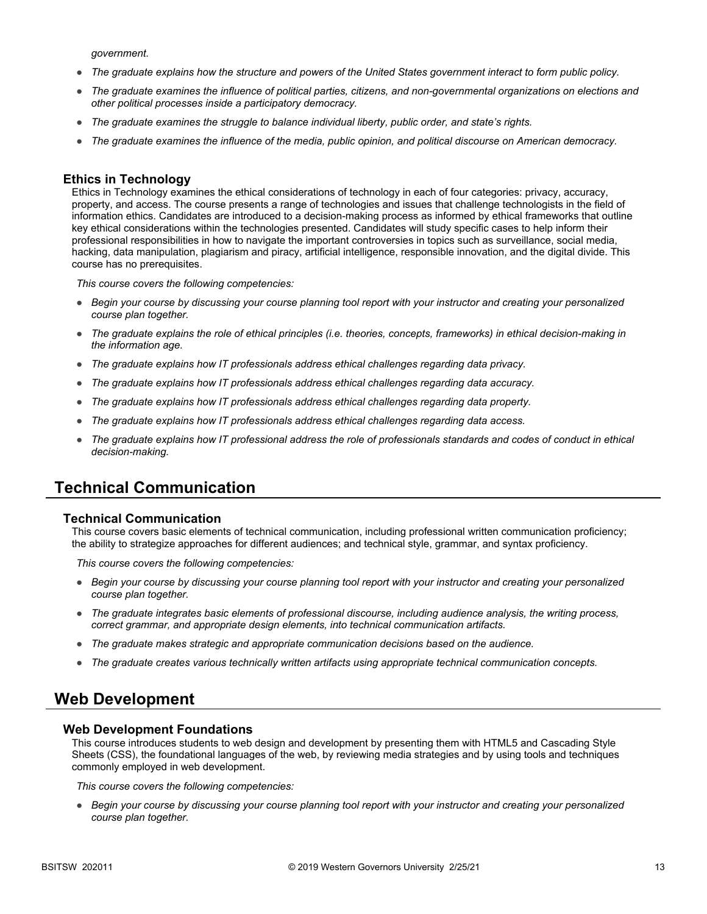*government.*

- *The graduate explains how the structure and powers of the United States government interact to form public policy.*
- *The graduate examines the influence of political parties, citizens, and non-governmental organizations on elections and other political processes inside a participatory democracy.*
- *The graduate examines the struggle to balance individual liberty, public order, and state's rights.*
- *The graduate examines the influence of the media, public opinion, and political discourse on American democracy.*

### Ethics in Technology

Ethics in Technology examines the ethical considerations of technology in each of four categories: privacy, accuracy, property, and access. The course presents a range of technologies and issues that challenge technologists in the field of information ethics. Candidates are introduced to a decision-making process as informed by ethical frameworks that outline key ethical considerations within the technologies presented. Candidates will study specific cases to help inform their professional responsibilities in how to navigate the important controversies in topics such as surveillance, social media, hacking, data manipulation, plagiarism and piracy, artificial intelligence, responsible innovation, and the digital divide. This course has no prerequisites.

*This course covers the following competencies:*

- *Begin your course by discussing your course planning tool report with your instructor and creating your personalized course plan together.*
- *The graduate explains the role of ethical principles (i.e. theories, concepts, frameworks) in ethical decision-making in the information age.*
- *The graduate explains how IT professionals address ethical challenges regarding data privacy.*
- *The graduate explains how IT professionals address ethical challenges regarding data accuracy.*
- *The graduate explains how IT professionals address ethical challenges regarding data property.*
- *The graduate explains how IT professionals address ethical challenges regarding data access.*
- *The graduate explains how IT professional address the role of professionals standards and codes of conduct in ethical decision-making.*

## Technical Communication

### Technical Communication

This course covers basic elements of technical communication, including professional written communication proficiency; the ability to strategize approaches for different audiences; and technical style, grammar, and syntax proficiency.

*This course covers the following competencies:*

- *Begin your course by discussing your course planning tool report with your instructor and creating your personalized course plan together.*
- *The graduate integrates basic elements of professional discourse, including audience analysis, the writing process, correct grammar, and appropriate design elements, into technical communication artifacts.*
- *The graduate makes strategic and appropriate communication decisions based on the audience.*
- *The graduate creates various technically written artifacts using appropriate technical communication concepts.*

## Web Development

### Web Development Foundations

This course introduces students to web design and development by presenting them with HTML5 and Cascading Style Sheets (CSS), the foundational languages of the web, by reviewing media strategies and by using tools and techniques commonly employed in web development.

*This course covers the following competencies:*

- *Begin your course by discussing your course planning tool report with your instructor and creating your personalized course plan together.*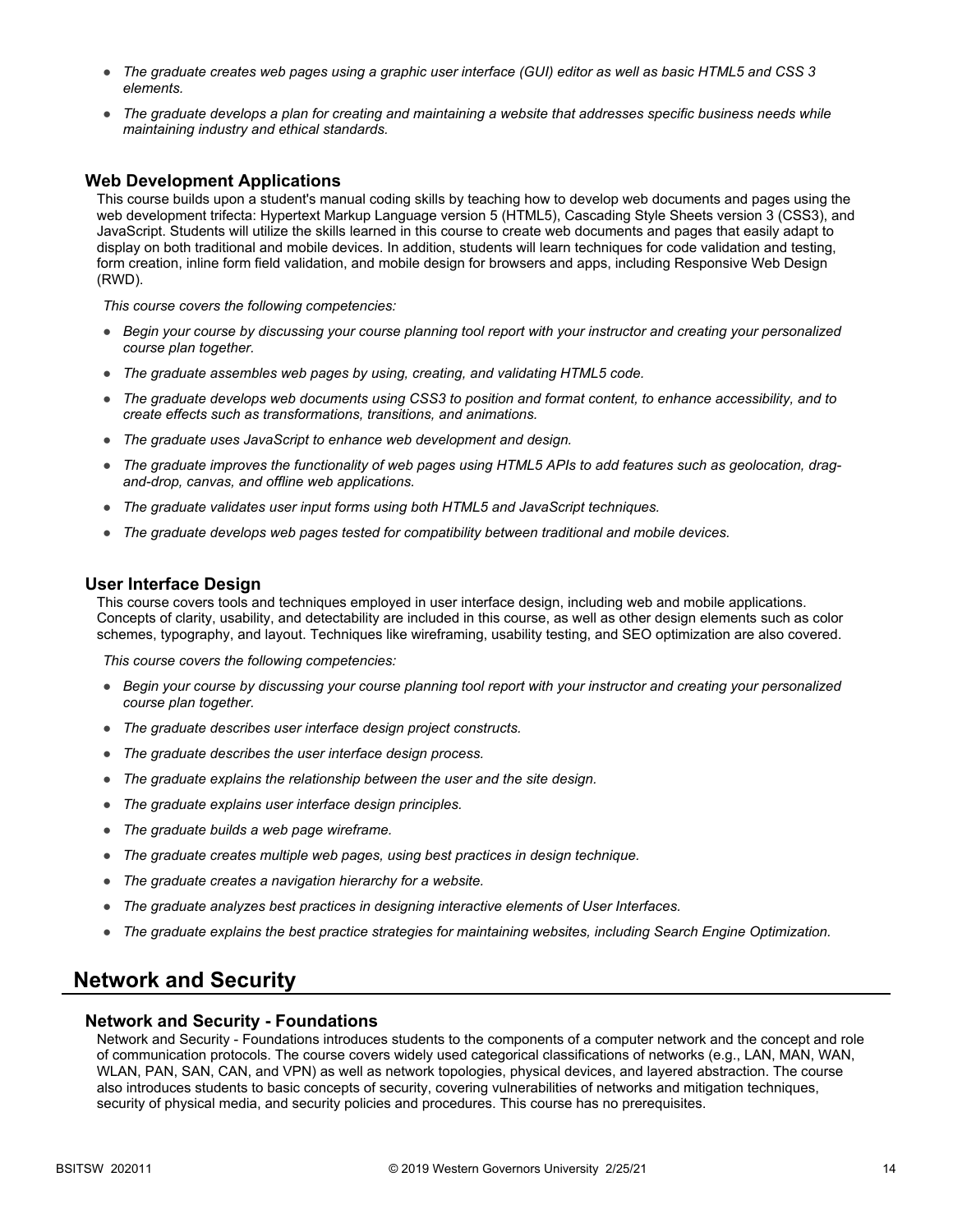- *The graduate creates web pages using a graphic user interface (GUI) editor as well as basic HTML5 and CSS 3 elements.*
- *The graduate develops a plan for creating and maintaining a website that addresses specific business needs while maintaining industry and ethical standards.*

### Web Development Applications

This course builds upon a student's manual coding skills by teaching how to develop web documents and pages using the web development trifecta: Hypertext Markup Language version 5 (HTML5), Cascading Style Sheets version 3 (CSS3), and JavaScript. Students will utilize the skills learned in this course to create web documents and pages that easily adapt to display on both traditional and mobile devices. In addition, students will learn techniques for code validation and testing, form creation, inline form field validation, and mobile design for browsers and apps, including Responsive Web Design (RWD).

*This course covers the following competencies:*

- *Begin your course by discussing your course planning tool report with your instructor and creating your personalized course plan together.*
- *The graduate assembles web pages by using, creating, and validating HTML5 code.*
- *The graduate develops web documents using CSS3 to position and format content, to enhance accessibility, and to create effects such as transformations, transitions, and animations.*
- *The graduate uses JavaScript to enhance web development and design.*
- *The graduate improves the functionality of web pages using HTML5 APIs to add features such as geolocation, drag-and-drop, canvas, and offline web applications.*
- *The graduate validates user input forms using both HTML5 and JavaScript techniques.*
- *The graduate develops web pages tested for compatibility between traditional and mobile devices.*

### User Interface Design

This course covers tools and techniques employed in user interface design, including web and mobile applications. Concepts of clarity, usability, and detectability are included in this course, as well as other design elements such as color schemes, typography, and layout. Techniques like wireframing, usability testing, and SEO optimization are also covered.

*This course covers the following competencies:*

- *Begin your course by discussing your course planning tool report with your instructor and creating your personalized course plan together.*
- *The graduate describes user interface design project constructs.*
- *The graduate describes the user interface design process.*
- *The graduate explains the relationship between the user and the site design.*
- *The graduate explains user interface design principles.*
- *The graduate builds a web page wireframe.*
- *The graduate creates multiple web pages, using best practices in design technique.*
- *The graduate creates a navigation hierarchy for a website.*
- *The graduate analyzes best practices in designing interactive elements of User Interfaces.*
- *The graduate explains the best practice strategies for maintaining websites, including Search Engine Optimization.*

## Network and Security

### Network and Security - Foundations

Network and Security - Foundations introduces students to the components of a computer network and the concept and role of communication protocols. The course covers widely used categorical classifications of networks (e.g., LAN, MAN, WAN, WLAN, PAN, SAN, CAN, and VPN) as well as network topologies, physical devices, and layered abstraction. The course also introduces students to basic concepts of security, covering vulnerabilities of networks and mitigation techniques, security of physical media, and security policies and procedures. This course has no prerequisites.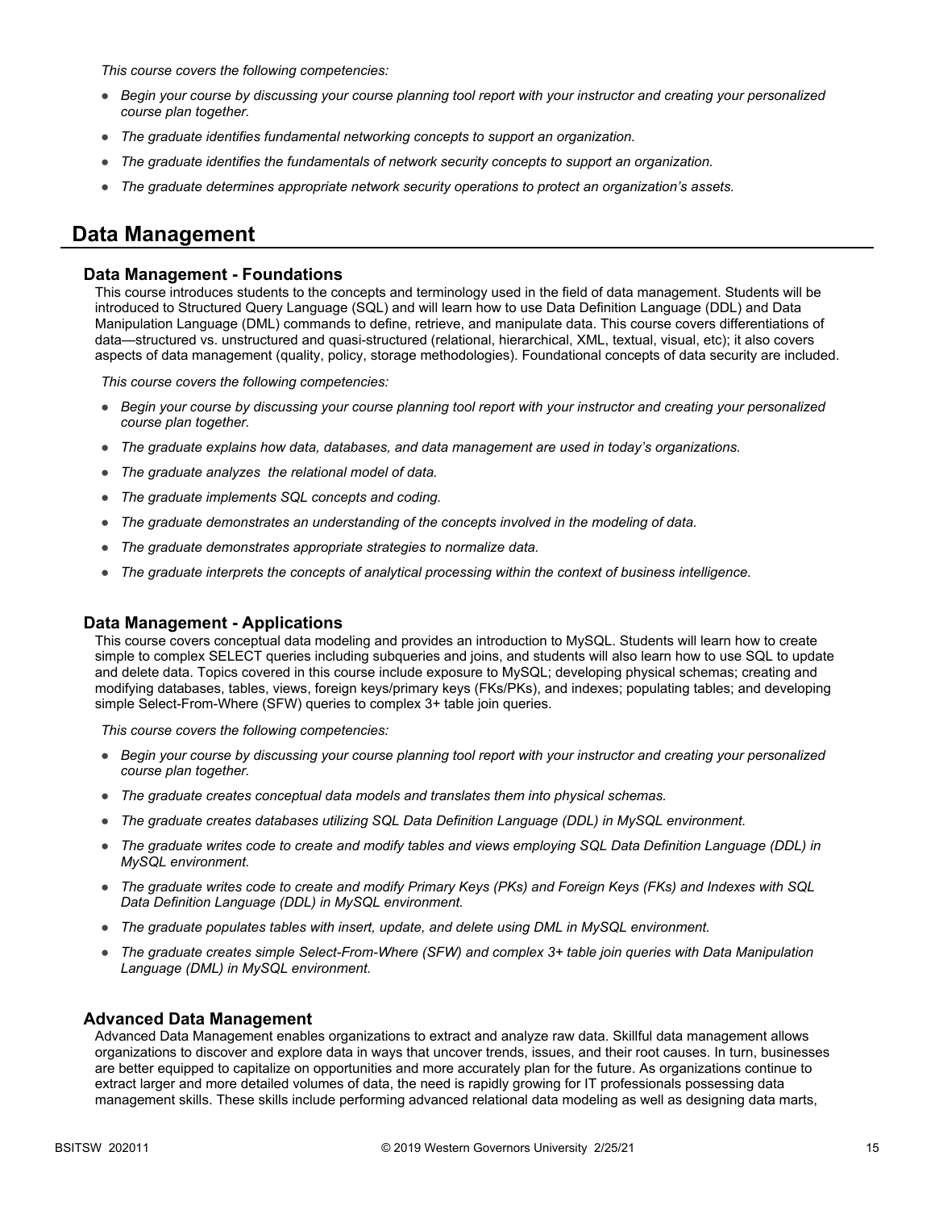*This course covers the following competencies:*

- *Begin your course by discussing your course planning tool report with your instructor and creating your personalized course plan together.*
- *The graduate identifies fundamental networking concepts to support an organization.*
- *The graduate identifies the fundamentals of network security concepts to support an organization.*
- *The graduate determines appropriate network security operations to protect an organization's assets.*

## Data Management

### Data Management - Foundations

This course introduces students to the concepts and terminology used in the field of data management. Students will be introduced to Structured Query Language (SQL) and will learn how to use Data Definition Language (DDL) and Data Manipulation Language (DML) commands to define, retrieve, and manipulate data. This course covers differentiations of data—structured vs. unstructured and quasi-structured (relational, hierarchical, XML, textual, visual, etc); it also covers aspects of data management (quality, policy, storage methodologies). Foundational concepts of data security are included.

*This course covers the following competencies:*

- *Begin your course by discussing your course planning tool report with your instructor and creating your personalized course plan together.*
- *The graduate explains how data, databases, and data management are used in today's organizations.*
- *The graduate analyzes the relational model of data.*
- *The graduate implements SQL concepts and coding.*
- *The graduate demonstrates an understanding of the concepts involved in the modeling of data.*
- *The graduate demonstrates appropriate strategies to normalize data.*
- *The graduate interprets the concepts of analytical processing within the context of business intelligence.*

### Data Management - Applications

This course covers conceptual data modeling and provides an introduction to MySQL. Students will learn how to create simple to complex SELECT queries including subqueries and joins, and students will also learn how to use SQL to update and delete data. Topics covered in this course include exposure to MySQL; developing physical schemas; creating and modifying databases, tables, views, foreign keys/primary keys (FKs/PKs), and indexes; populating tables; and developing simple Select-From-Where (SFW) queries to complex 3+ table join queries.

*This course covers the following competencies:*

- *Begin your course by discussing your course planning tool report with your instructor and creating your personalized course plan together.*
- *The graduate creates conceptual data models and translates them into physical schemas.*
- *The graduate creates databases utilizing SQL Data Definition Language (DDL) in MySQL environment.*
- *The graduate writes code to create and modify tables and views employing SQL Data Definition Language (DDL) in MySQL environment.*
- *The graduate writes code to create and modify Primary Keys (PKs) and Foreign Keys (FKs) and Indexes with SQL Data Definition Language (DDL) in MySQL environment.*
- *The graduate populates tables with insert, update, and delete using DML in MySQL environment.*
- *The graduate creates simple Select-From-Where (SFW) and complex 3+ table join queries with Data Manipulation Language (DML) in MySQL environment.*

### Advanced Data Management

Advanced Data Management enables organizations to extract and analyze raw data. Skillful data management allows organizations to discover and explore data in ways that uncover trends, issues, and their root causes. In turn, businesses are better equipped to capitalize on opportunities and more accurately plan for the future. As organizations continue to extract larger and more detailed volumes of data, the need is rapidly growing for IT professionals possessing data management skills. These skills include performing advanced relational data modeling as well as designing data marts,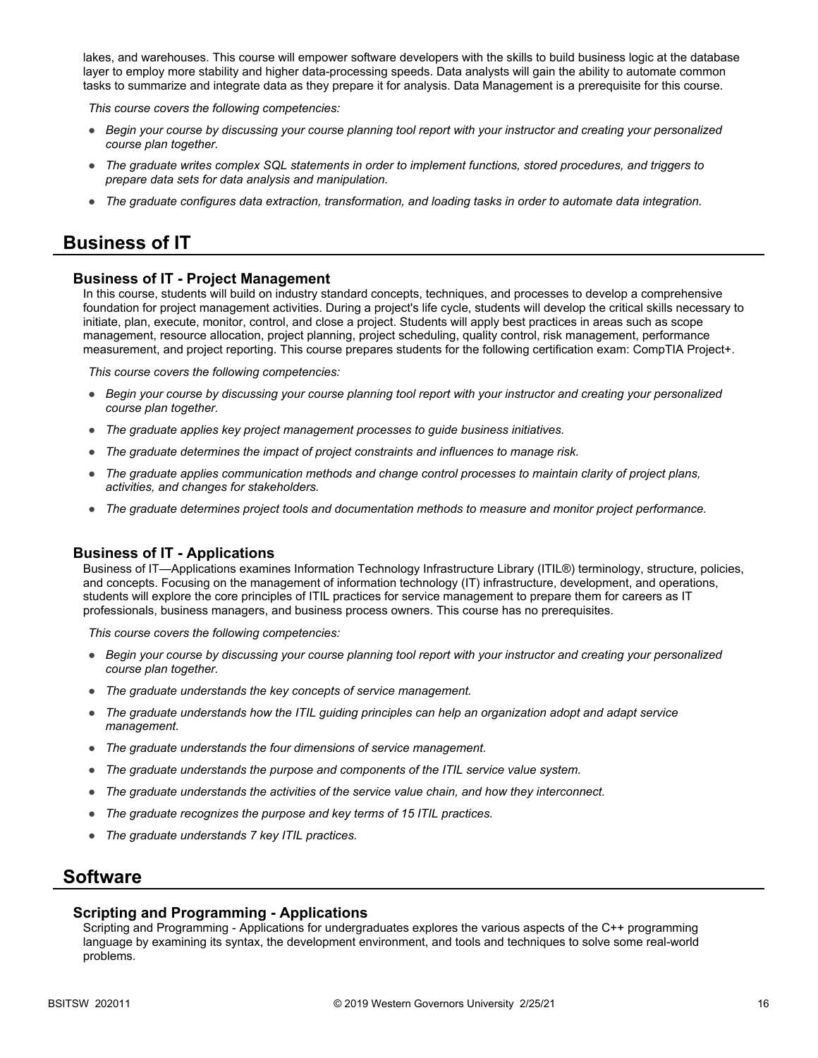lakes, and warehouses. This course will empower software developers with the skills to build business logic at the database layer to employ more stability and higher data-processing speeds. Data analysts will gain the ability to automate common tasks to summarize and integrate data as they prepare it for analysis. Data Management is a prerequisite for this course.

*This course covers the following competencies:*

- *Begin your course by discussing your course planning tool report with your instructor and creating your personalized course plan together.*
- *The graduate writes complex SQL statements in order to implement functions, stored procedures, and triggers to prepare data sets for data analysis and manipulation.*
- *The graduate configures data extraction, transformation, and loading tasks in order to automate data integration.*

## Business of IT

### Business of IT - Project Management

In this course, students will build on industry standard concepts, techniques, and processes to develop a comprehensive foundation for project management activities. During a project's life cycle, students will develop the critical skills necessary to initiate, plan, execute, monitor, control, and close a project. Students will apply best practices in areas such as scope management, resource allocation, project planning, project scheduling, quality control, risk management, performance measurement, and project reporting. This course prepares students for the following certification exam: CompTIA Project+.

*This course covers the following competencies:*

- *Begin your course by discussing your course planning tool report with your instructor and creating your personalized course plan together.*
- *The graduate applies key project management processes to guide business initiatives.*
- *The graduate determines the impact of project constraints and influences to manage risk.*
- *The graduate applies communication methods and change control processes to maintain clarity of project plans, activities, and changes for stakeholders.*
- *The graduate determines project tools and documentation methods to measure and monitor project performance.*

### Business of IT - Applications

Business of IT—Applications examines Information Technology Infrastructure Library (ITIL®) terminology, structure, policies, and concepts. Focusing on the management of information technology (IT) infrastructure, development, and operations, students will explore the core principles of ITIL practices for service management to prepare them for careers as IT professionals, business managers, and business process owners. This course has no prerequisites.

*This course covers the following competencies:*

- *Begin your course by discussing your course planning tool report with your instructor and creating your personalized course plan together.*
- *The graduate understands the key concepts of service management.*
- *The graduate understands how the ITIL guiding principles can help an organization adopt and adapt service management.*
- *The graduate understands the four dimensions of service management.*
- *The graduate understands the purpose and components of the ITIL service value system.*
- *The graduate understands the activities of the service value chain, and how they interconnect.*
- *The graduate recognizes the purpose and key terms of 15 ITIL practices.*
- *The graduate understands 7 key ITIL practices.*

## Software

### Scripting and Programming - Applications

Scripting and Programming - Applications for undergraduates explores the various aspects of the C++ programming language by examining its syntax, the development environment, and tools and techniques to solve some real-world problems.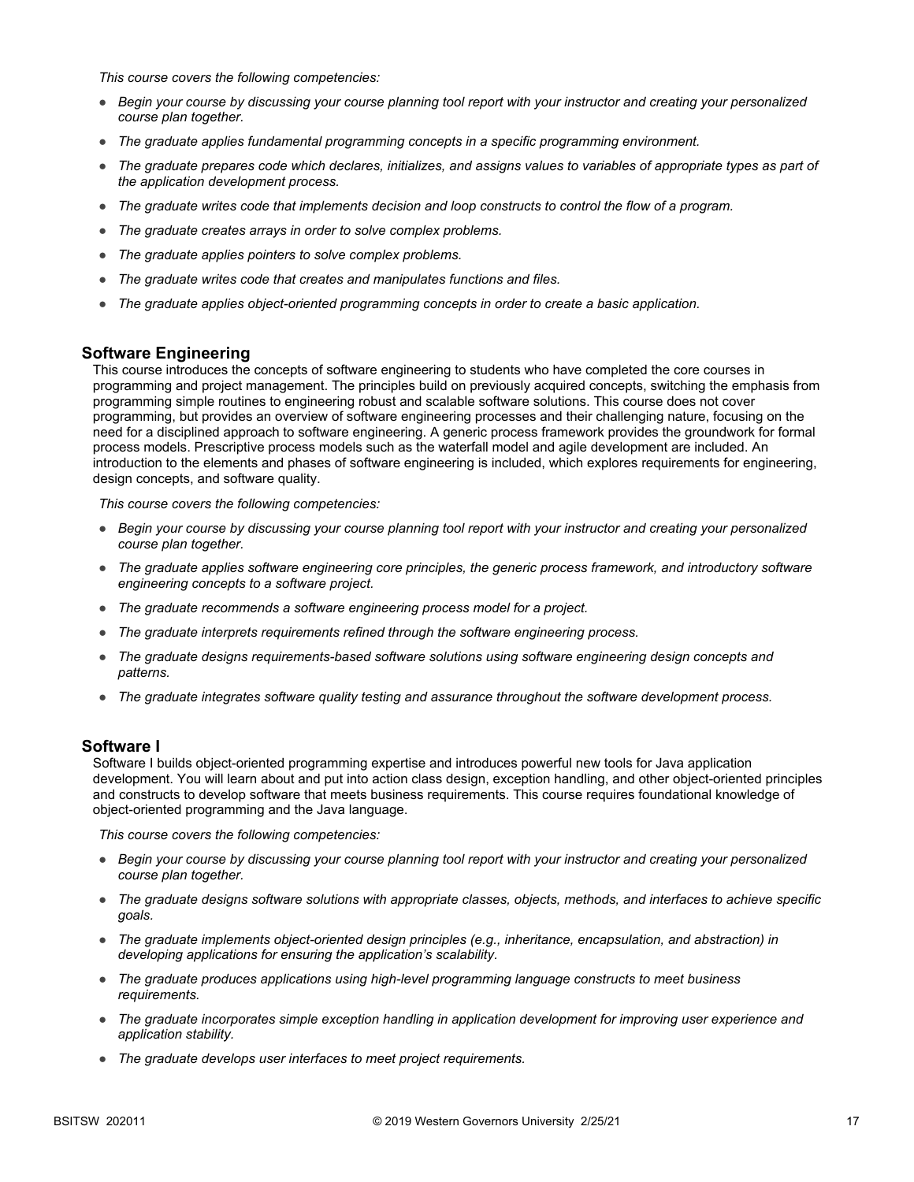*This course covers the following competencies:*

- *Begin your course by discussing your course planning tool report with your instructor and creating your personalized course plan together.*
- *The graduate applies fundamental programming concepts in a specific programming environment.*
- *The graduate prepares code which declares, initializes, and assigns values to variables of appropriate types as part of the application development process.*
- *The graduate writes code that implements decision and loop constructs to control the flow of a program.*
- *The graduate creates arrays in order to solve complex problems.*
- *The graduate applies pointers to solve complex problems.*
- *The graduate writes code that creates and manipulates functions and files.*
- *The graduate applies object-oriented programming concepts in order to create a basic application.*

## Software Engineering

This course introduces the concepts of software engineering to students who have completed the core courses in programming and project management. The principles build on previously acquired concepts, switching the emphasis from programming simple routines to engineering robust and scalable software solutions. This course does not cover programming, but provides an overview of software engineering processes and their challenging nature, focusing on the need for a disciplined approach to software engineering. A generic process framework provides the groundwork for formal process models. Prescriptive process models such as the waterfall model and agile development are included. An introduction to the elements and phases of software engineering is included, which explores requirements for engineering, design concepts, and software quality.

*This course covers the following competencies:*

- *Begin your course by discussing your course planning tool report with your instructor and creating your personalized course plan together.*
- *The graduate applies software engineering core principles, the generic process framework, and introductory software engineering concepts to a software project.*
- *The graduate recommends a software engineering process model for a project.*
- *The graduate interprets requirements refined through the software engineering process.*
- *The graduate designs requirements-based software solutions using software engineering design concepts and patterns.*
- *The graduate integrates software quality testing and assurance throughout the software development process.*

## Software I

Software I builds object-oriented programming expertise and introduces powerful new tools for Java application development. You will learn about and put into action class design, exception handling, and other object-oriented principles and constructs to develop software that meets business requirements. This course requires foundational knowledge of object-oriented programming and the Java language.

*This course covers the following competencies:*

- *Begin your course by discussing your course planning tool report with your instructor and creating your personalized course plan together.*
- *The graduate designs software solutions with appropriate classes, objects, methods, and interfaces to achieve specific goals.*
- *The graduate implements object-oriented design principles (e.g., inheritance, encapsulation, and abstraction) in developing applications for ensuring the application's scalability.*
- *The graduate produces applications using high-level programming language constructs to meet business requirements.*
- *The graduate incorporates simple exception handling in application development for improving user experience and application stability.*
- *The graduate develops user interfaces to meet project requirements.*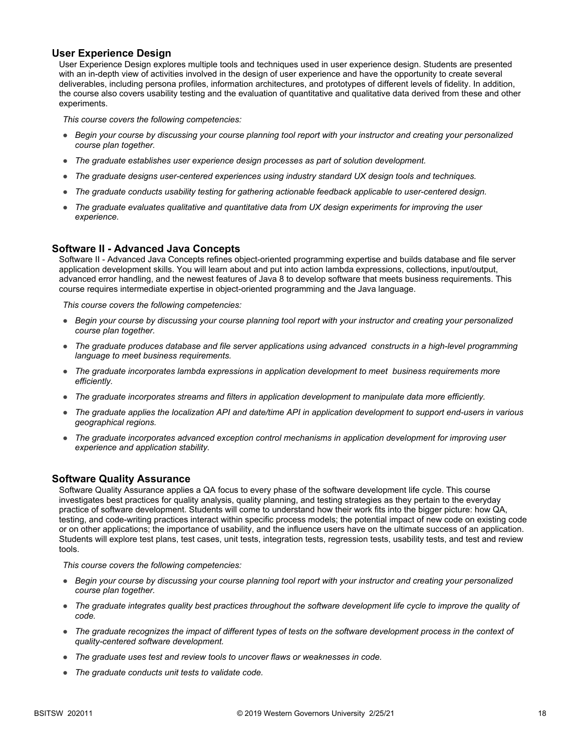### User Experience Design

User Experience Design explores multiple tools and techniques used in user experience design. Students are presented with an in-depth view of activities involved in the design of user experience and have the opportunity to create several deliverables, including persona profiles, information architectures, and prototypes of different levels of fidelity. In addition, the course also covers usability testing and the evaluation of quantitative and qualitative data derived from these and other experiments.

*This course covers the following competencies:*

- *Begin your course by discussing your course planning tool report with your instructor and creating your personalized course plan together.*
- *The graduate establishes user experience design processes as part of solution development.*
- *The graduate designs user-centered experiences using industry standard UX design tools and techniques.*
- *The graduate conducts usability testing for gathering actionable feedback applicable to user-centered design.*
- *The graduate evaluates qualitative and quantitative data from UX design experiments for improving the user experience.*

### Software II - Advanced Java Concepts

Software II - Advanced Java Concepts refines object-oriented programming expertise and builds database and file server application development skills. You will learn about and put into action lambda expressions, collections, input/output, advanced error handling, and the newest features of Java 8 to develop software that meets business requirements. This course requires intermediate expertise in object-oriented programming and the Java language.

*This course covers the following competencies:*

- *Begin your course by discussing your course planning tool report with your instructor and creating your personalized course plan together.*
- *The graduate produces database and file server applications using advanced constructs in a high-level programming language to meet business requirements.*
- *The graduate incorporates lambda expressions in application development to meet business requirements more efficiently.*
- *The graduate incorporates streams and filters in application development to manipulate data more efficiently.*
- *The graduate applies the localization API and date/time API in application development to support end-users in various geographical regions.*
- *The graduate incorporates advanced exception control mechanisms in application development for improving user experience and application stability.*

### Software Quality Assurance

Software Quality Assurance applies a QA focus to every phase of the software development life cycle. This course investigates best practices for quality analysis, quality planning, and testing strategies as they pertain to the everyday practice of software development. Students will come to understand how their work fits into the bigger picture: how QA, testing, and code-writing practices interact within specific process models; the potential impact of new code on existing code or on other applications; the importance of usability, and the influence users have on the ultimate success of an application. Students will explore test plans, test cases, unit tests, integration tests, regression tests, usability tests, and test and review tools.

*This course covers the following competencies:*

- *Begin your course by discussing your course planning tool report with your instructor and creating your personalized course plan together.*
- *The graduate integrates quality best practices throughout the software development life cycle to improve the quality of code.*
- *The graduate recognizes the impact of different types of tests on the software development process in the context of quality-centered software development.*
- *The graduate uses test and review tools to uncover flaws or weaknesses in code.*
- *The graduate conducts unit tests to validate code.*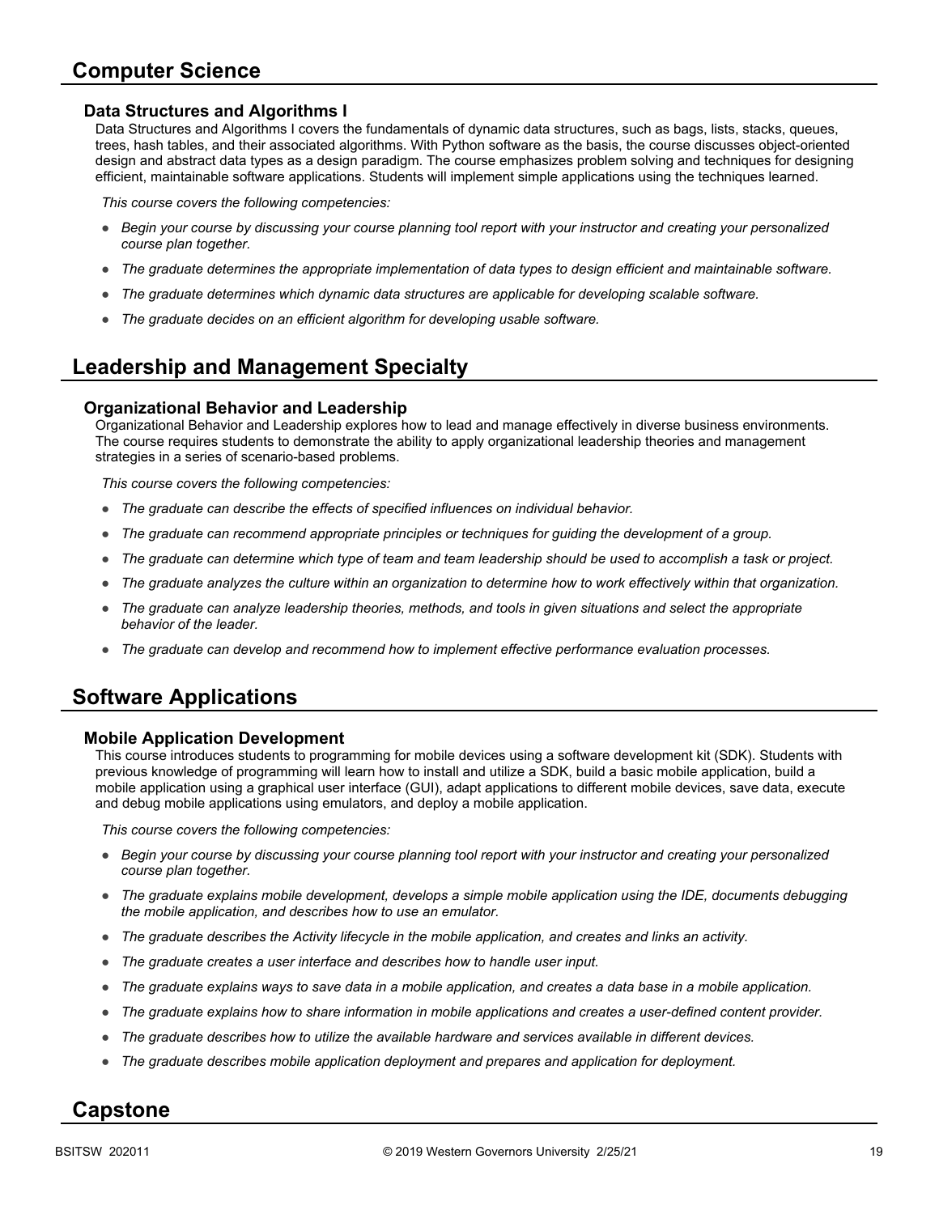## Computer Science

### Data Structures and Algorithms I

Data Structures and Algorithms I covers the fundamentals of dynamic data structures, such as bags, lists, stacks, queues, trees, hash tables, and their associated algorithms. With Python software as the basis, the course discusses object-oriented design and abstract data types as a design paradigm. The course emphasizes problem solving and techniques for designing efficient, maintainable software applications. Students will implement simple applications using the techniques learned.

*This course covers the following competencies:*

- *Begin your course by discussing your course planning tool report with your instructor and creating your personalized course plan together.*
- *The graduate determines the appropriate implementation of data types to design efficient and maintainable software.*
- *The graduate determines which dynamic data structures are applicable for developing scalable software.*
- *The graduate decides on an efficient algorithm for developing usable software.*

## Leadership and Management Specialty

### Organizational Behavior and Leadership

Organizational Behavior and Leadership explores how to lead and manage effectively in diverse business environments. The course requires students to demonstrate the ability to apply organizational leadership theories and management strategies in a series of scenario-based problems.

*This course covers the following competencies:*

- *The graduate can describe the effects of specified influences on individual behavior.*
- *The graduate can recommend appropriate principles or techniques for guiding the development of a group.*
- *The graduate can determine which type of team and team leadership should be used to accomplish a task or project.*
- *The graduate analyzes the culture within an organization to determine how to work effectively within that organization.*
- *The graduate can analyze leadership theories, methods, and tools in given situations and select the appropriate behavior of the leader.*
- *The graduate can develop and recommend how to implement effective performance evaluation processes.*

## Software Applications

### Mobile Application Development

This course introduces students to programming for mobile devices using a software development kit (SDK). Students with previous knowledge of programming will learn how to install and utilize a SDK, build a basic mobile application, build a mobile application using a graphical user interface (GUI), adapt applications to different mobile devices, save data, execute and debug mobile applications using emulators, and deploy a mobile application.

*This course covers the following competencies:*

- *Begin your course by discussing your course planning tool report with your instructor and creating your personalized course plan together.*
- *The graduate explains mobile development, develops a simple mobile application using the IDE, documents debugging the mobile application, and describes how to use an emulator.*
- *The graduate describes the Activity lifecycle in the mobile application, and creates and links an activity.*
- *The graduate creates a user interface and describes how to handle user input.*
- *The graduate explains ways to save data in a mobile application, and creates a data base in a mobile application.*
- *The graduate explains how to share information in mobile applications and creates a user-defined content provider.*
- *The graduate describes how to utilize the available hardware and services available in different devices.*
- *The graduate describes mobile application deployment and prepares and application for deployment.*

## Capstone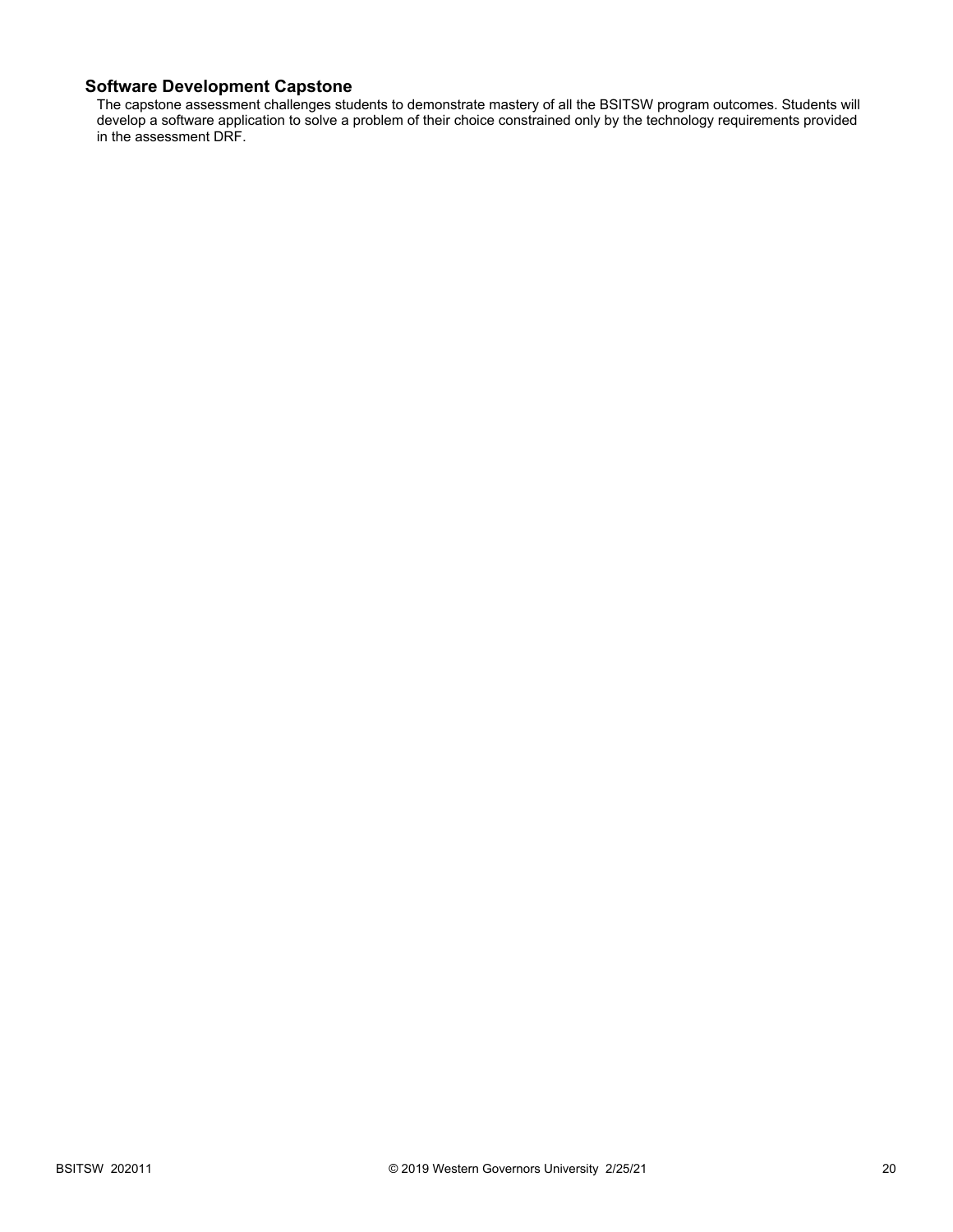### Software Development Capstone

The capstone assessment challenges students to demonstrate mastery of all the BSITSW program outcomes. Students will develop a software application to solve a problem of their choice constrained only by the technology requirements provided in the assessment DRF.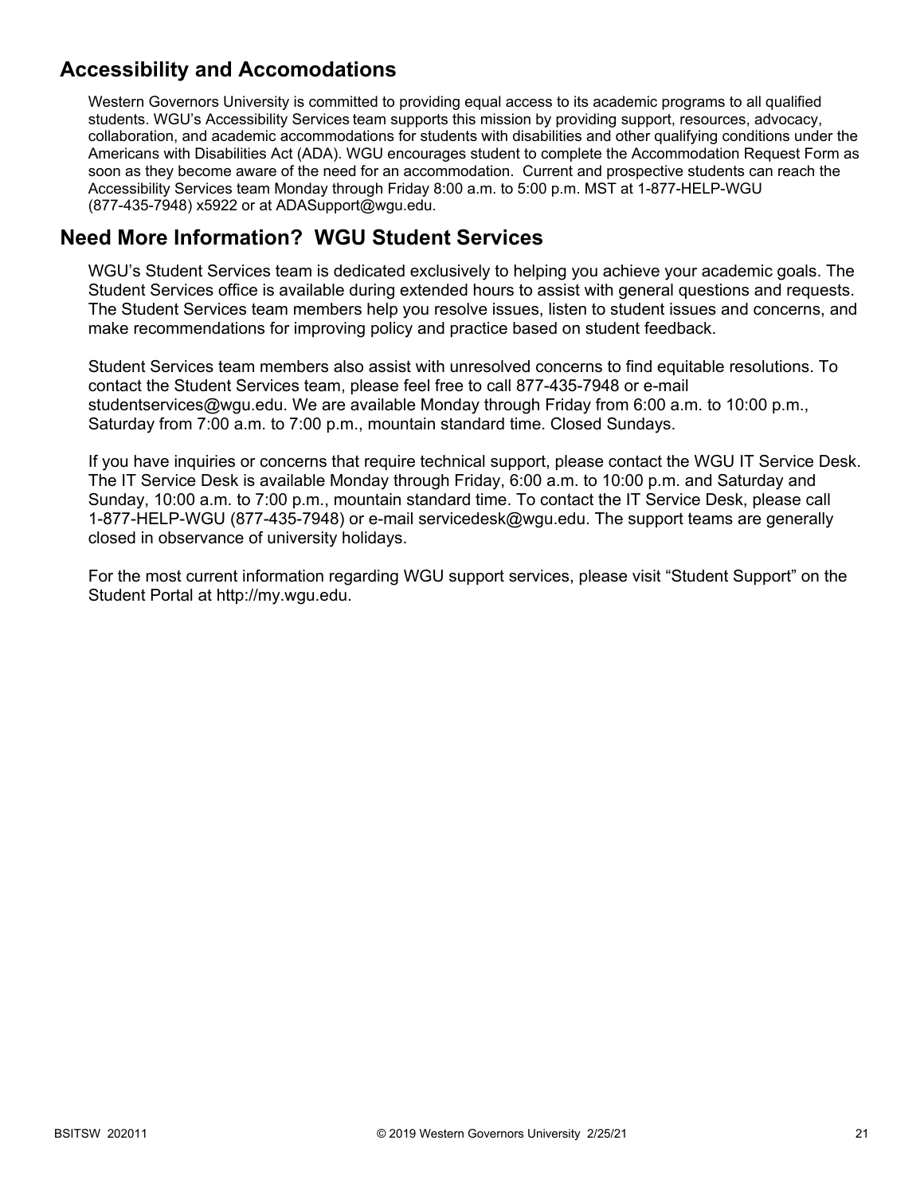## Accessibility and Accomodations

Western Governors University is committed to providing equal access to its academic programs to all qualified students. WGU's Accessibility Services team supports this mission by providing support, resources, advocacy, collaboration, and academic accommodations for students with disabilities and other qualifying conditions under the Americans with Disabilities Act (ADA). WGU encourages student to complete the Accommodation Request Form as soon as they become aware of the need for an accommodation. Current and prospective students can reach the Accessibility Services team Monday through Friday 8:00 a.m. to 5:00 p.m. MST at 1-877-HELP-WGU (877-435-7948) x5922 or at ADASupport@wgu.edu.

## Need More Information? WGU Student Services

WGU's Student Services team is dedicated exclusively to helping you achieve your academic goals. The Student Services office is available during extended hours to assist with general questions and requests. The Student Services team members help you resolve issues, listen to student issues and concerns, and make recommendations for improving policy and practice based on student feedback.

Student Services team members also assist with unresolved concerns to find equitable resolutions. To contact the Student Services team, please feel free to call 877-435-7948 or e-mail studentservices@wgu.edu. We are available Monday through Friday from 6:00 a.m. to 10:00 p.m., Saturday from 7:00 a.m. to 7:00 p.m., mountain standard time. Closed Sundays.

If you have inquiries or concerns that require technical support, please contact the WGU IT Service Desk. The IT Service Desk is available Monday through Friday, 6:00 a.m. to 10:00 p.m. and Saturday and Sunday, 10:00 a.m. to 7:00 p.m., mountain standard time. To contact the IT Service Desk, please call 1-877-HELP-WGU (877-435-7948) or e-mail servicedesk@wgu.edu. The support teams are generally closed in observance of university holidays.

For the most current information regarding WGU support services, please visit "Student Support" on the Student Portal at http://my.wgu.edu.